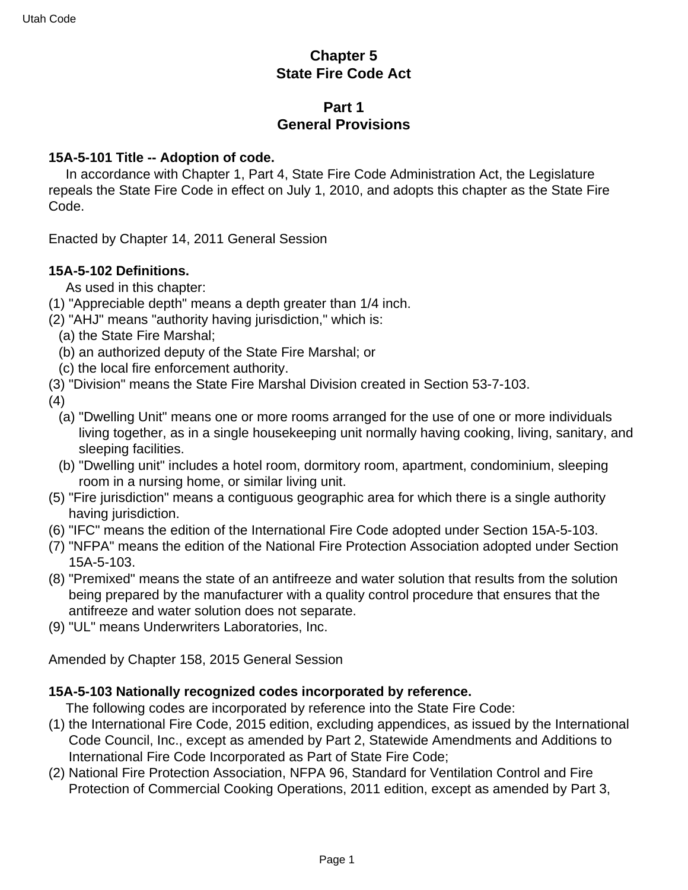# Chapter 5
# State Fire Code Act

## Part 1
## General Provisions

### 15A-5-101 Title -- Adoption of code.

In accordance with Chapter 1, Part 4, State Fire Code Administration Act, the Legislature repeals the State Fire Code in effect on July 1, 2010, and adopts this chapter as the State Fire Code.

Enacted by Chapter 14, 2011 General Session

### 15A-5-102 Definitions.

As used in this chapter:

(1) "Appreciable depth" means a depth greater than 1/4 inch.

(2) "AHJ" means "authority having jurisdiction," which is:

- (a) the State Fire Marshal;
- (b) an authorized deputy of the State Fire Marshal; or
- (c) the local fire enforcement authority.

(3) "Division" means the State Fire Marshal Division created in Section 53-7-103.

(4)

- (a) "Dwelling Unit" means one or more rooms arranged for the use of one or more individuals living together, as in a single housekeeping unit normally having cooking, living, sanitary, and sleeping facilities.
- (b) "Dwelling unit" includes a hotel room, dormitory room, apartment, condominium, sleeping room in a nursing home, or similar living unit.

(5) "Fire jurisdiction" means a contiguous geographic area for which there is a single authority having jurisdiction.

(6) "IFC" means the edition of the International Fire Code adopted under Section 15A-5-103.

(7) "NFPA" means the edition of the National Fire Protection Association adopted under Section 15A-5-103.

(8) "Premixed" means the state of an antifreeze and water solution that results from the solution being prepared by the manufacturer with a quality control procedure that ensures that the antifreeze and water solution does not separate.

(9) "UL" means Underwriters Laboratories, Inc.

Amended by Chapter 158, 2015 General Session

### 15A-5-103 Nationally recognized codes incorporated by reference.

The following codes are incorporated by reference into the State Fire Code:

(1) the International Fire Code, 2015 edition, excluding appendices, as issued by the International Code Council, Inc., except as amended by Part 2, Statewide Amendments and Additions to International Fire Code Incorporated as Part of State Fire Code;

(2) National Fire Protection Association, NFPA 96, Standard for Ventilation Control and Fire Protection of Commercial Cooking Operations, 2011 edition, except as amended by Part 3,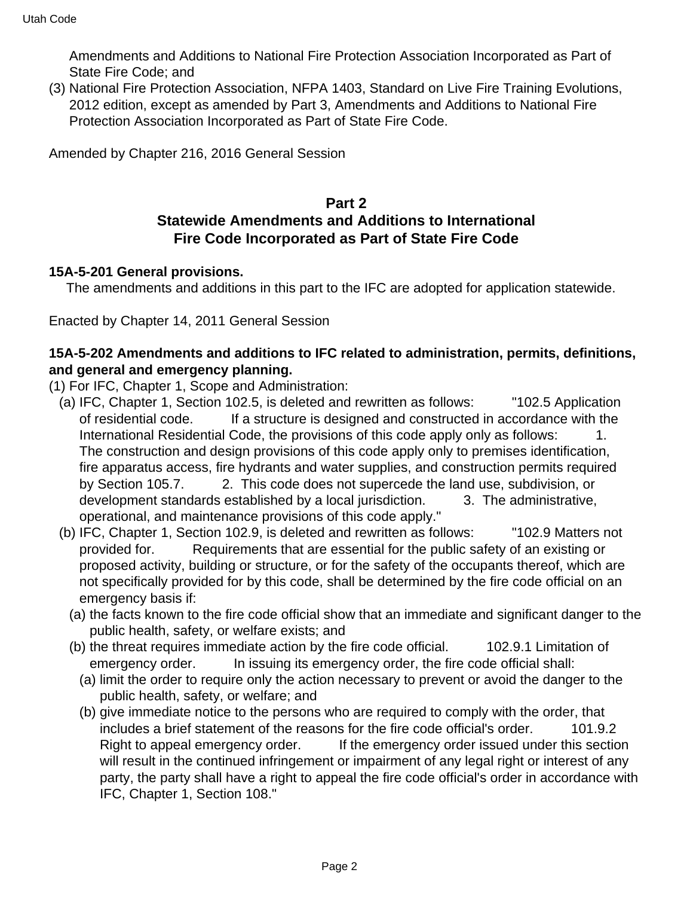Amendments and Additions to National Fire Protection Association Incorporated as Part of State Fire Code; and

(3) National Fire Protection Association, NFPA 1403, Standard on Live Fire Training Evolutions, 2012 edition, except as amended by Part 3, Amendments and Additions to National Fire Protection Association Incorporated as Part of State Fire Code.

Amended by Chapter 216, 2016 General Session

## Part 2
## Statewide Amendments and Additions to International Fire Code Incorporated as Part of State Fire Code

**15A-5-201 General provisions.**

The amendments and additions in this part to the IFC are adopted for application statewide.

Enacted by Chapter 14, 2011 General Session

**15A-5-202 Amendments and additions to IFC related to administration, permits, definitions, and general and emergency planning.**

(1) For IFC, Chapter 1, Scope and Administration:

(a) IFC, Chapter 1, Section 102.5, is deleted and rewritten as follows: "102.5 Application of residential code. If a structure is designed and constructed in accordance with the International Residential Code, the provisions of this code apply only as follows: 1. The construction and design provisions of this code apply only to premises identification, fire apparatus access, fire hydrants and water supplies, and construction permits required by Section 105.7. 2. This code does not supercede the land use, subdivision, or development standards established by a local jurisdiction. 3. The administrative, operational, and maintenance provisions of this code apply."

(b) IFC, Chapter 1, Section 102.9, is deleted and rewritten as follows: "102.9 Matters not provided for. Requirements that are essential for the public safety of an existing or proposed activity, building or structure, or for the safety of the occupants thereof, which are not specifically provided for by this code, shall be determined by the fire code official on an emergency basis if:

(a) the facts known to the fire code official show that an immediate and significant danger to the public health, safety, or welfare exists; and

(b) the threat requires immediate action by the fire code official. 102.9.1 Limitation of emergency order. In issuing its emergency order, the fire code official shall:

(a) limit the order to require only the action necessary to prevent or avoid the danger to the public health, safety, or welfare; and

(b) give immediate notice to the persons who are required to comply with the order, that includes a brief statement of the reasons for the fire code official's order. 101.9.2 Right to appeal emergency order. If the emergency order issued under this section will result in the continued infringement or impairment of any legal right or interest of any party, the party shall have a right to appeal the fire code official's order in accordance with IFC, Chapter 1, Section 108."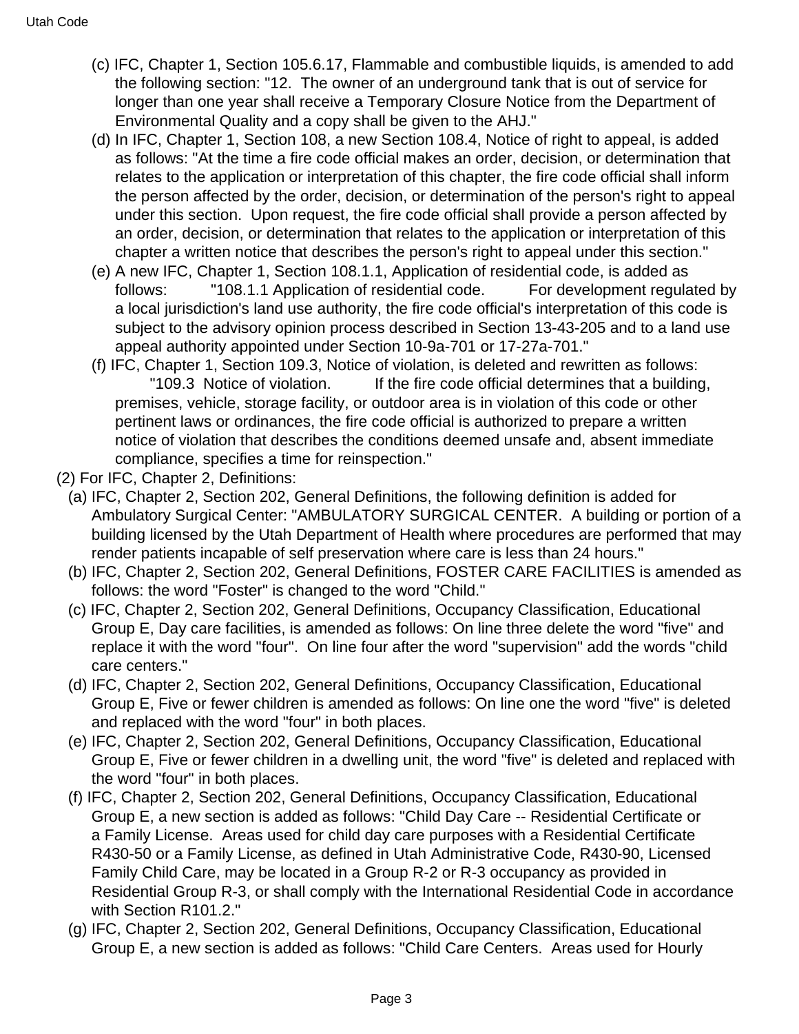(c) IFC, Chapter 1, Section 105.6.17, Flammable and combustible liquids, is amended to add the following section: "12. The owner of an underground tank that is out of service for longer than one year shall receive a Temporary Closure Notice from the Department of Environmental Quality and a copy shall be given to the AHJ."

(d) In IFC, Chapter 1, Section 108, a new Section 108.4, Notice of right to appeal, is added as follows: "At the time a fire code official makes an order, decision, or determination that relates to the application or interpretation of this chapter, the fire code official shall inform the person affected by the order, decision, or determination of the person's right to appeal under this section. Upon request, the fire code official shall provide a person affected by an order, decision, or determination that relates to the application or interpretation of this chapter a written notice that describes the person's right to appeal under this section."

(e) A new IFC, Chapter 1, Section 108.1.1, Application of residential code, is added as follows: "108.1.1 Application of residential code. For development regulated by a local jurisdiction's land use authority, the fire code official's interpretation of this code is subject to the advisory opinion process described in Section 13-43-205 and to a land use appeal authority appointed under Section 10-9a-701 or 17-27a-701."

(f) IFC, Chapter 1, Section 109.3, Notice of violation, is deleted and rewritten as follows: "109.3 Notice of violation. If the fire code official determines that a building, premises, vehicle, storage facility, or outdoor area is in violation of this code or other pertinent laws or ordinances, the fire code official is authorized to prepare a written notice of violation that describes the conditions deemed unsafe and, absent immediate compliance, specifies a time for reinspection."

(2) For IFC, Chapter 2, Definitions:

(a) IFC, Chapter 2, Section 202, General Definitions, the following definition is added for Ambulatory Surgical Center: "AMBULATORY SURGICAL CENTER. A building or portion of a building licensed by the Utah Department of Health where procedures are performed that may render patients incapable of self preservation where care is less than 24 hours."

(b) IFC, Chapter 2, Section 202, General Definitions, FOSTER CARE FACILITIES is amended as follows: the word "Foster" is changed to the word "Child."

(c) IFC, Chapter 2, Section 202, General Definitions, Occupancy Classification, Educational Group E, Day care facilities, is amended as follows: On line three delete the word "five" and replace it with the word "four". On line four after the word "supervision" add the words "child care centers."

(d) IFC, Chapter 2, Section 202, General Definitions, Occupancy Classification, Educational Group E, Five or fewer children is amended as follows: On line one the word "five" is deleted and replaced with the word "four" in both places.

(e) IFC, Chapter 2, Section 202, General Definitions, Occupancy Classification, Educational Group E, Five or fewer children in a dwelling unit, the word "five" is deleted and replaced with the word "four" in both places.

(f) IFC, Chapter 2, Section 202, General Definitions, Occupancy Classification, Educational Group E, a new section is added as follows: "Child Day Care -- Residential Certificate or a Family License. Areas used for child day care purposes with a Residential Certificate R430-50 or a Family License, as defined in Utah Administrative Code, R430-90, Licensed Family Child Care, may be located in a Group R-2 or R-3 occupancy as provided in Residential Group R-3, or shall comply with the International Residential Code in accordance with Section R101.2."

(g) IFC, Chapter 2, Section 202, General Definitions, Occupancy Classification, Educational Group E, a new section is added as follows: "Child Care Centers. Areas used for Hourly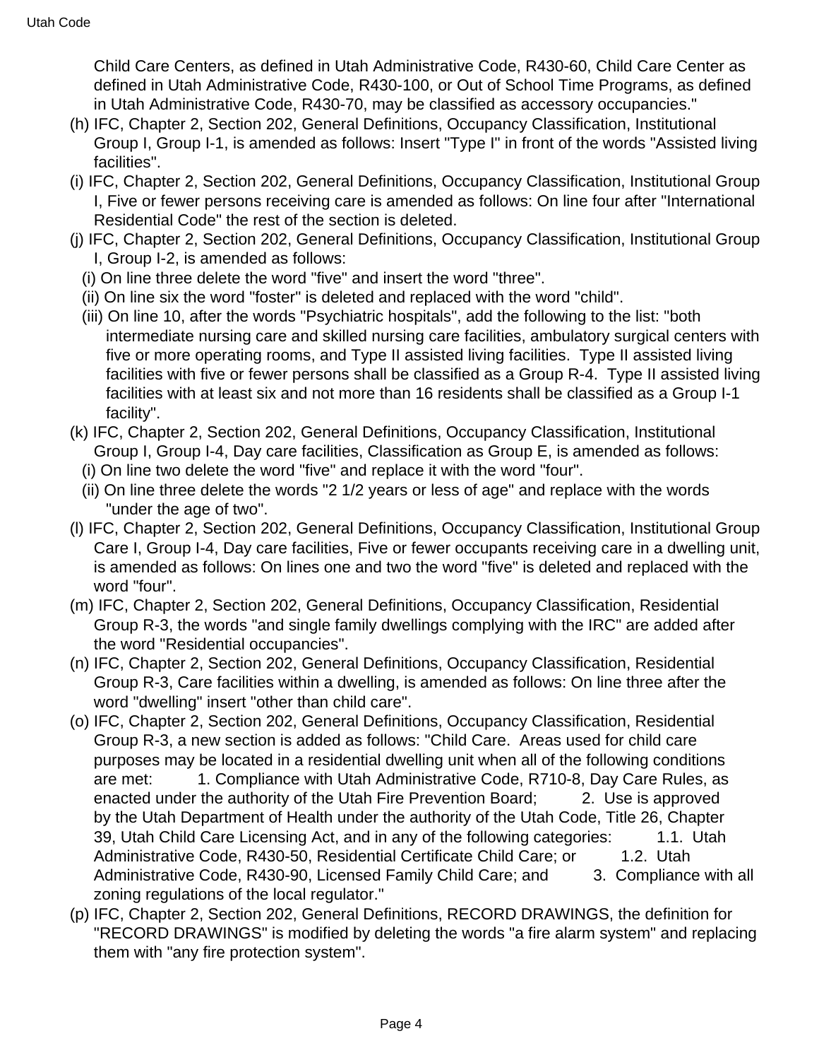Child Care Centers, as defined in Utah Administrative Code, R430-60, Child Care Center as defined in Utah Administrative Code, R430-100, or Out of School Time Programs, as defined in Utah Administrative Code, R430-70, may be classified as accessory occupancies."

(h) IFC, Chapter 2, Section 202, General Definitions, Occupancy Classification, Institutional Group I, Group I-1, is amended as follows: Insert "Type I" in front of the words "Assisted living facilities".

(i) IFC, Chapter 2, Section 202, General Definitions, Occupancy Classification, Institutional Group I, Five or fewer persons receiving care is amended as follows: On line four after "International Residential Code" the rest of the section is deleted.

(j) IFC, Chapter 2, Section 202, General Definitions, Occupancy Classification, Institutional Group I, Group I-2, is amended as follows:

(i) On line three delete the word "five" and insert the word "three".

(ii) On line six the word "foster" is deleted and replaced with the word "child".

(iii) On line 10, after the words "Psychiatric hospitals", add the following to the list: "both intermediate nursing care and skilled nursing care facilities, ambulatory surgical centers with five or more operating rooms, and Type II assisted living facilities. Type II assisted living facilities with five or fewer persons shall be classified as a Group R-4. Type II assisted living facilities with at least six and not more than 16 residents shall be classified as a Group I-1 facility".

(k) IFC, Chapter 2, Section 202, General Definitions, Occupancy Classification, Institutional Group I, Group I-4, Day care facilities, Classification as Group E, is amended as follows:

(i) On line two delete the word "five" and replace it with the word "four".

(ii) On line three delete the words "2 1/2 years or less of age" and replace with the words "under the age of two".

(l) IFC, Chapter 2, Section 202, General Definitions, Occupancy Classification, Institutional Group Care I, Group I-4, Day care facilities, Five or fewer occupants receiving care in a dwelling unit, is amended as follows: On lines one and two the word "five" is deleted and replaced with the word "four".

(m) IFC, Chapter 2, Section 202, General Definitions, Occupancy Classification, Residential Group R-3, the words "and single family dwellings complying with the IRC" are added after the word "Residential occupancies".

(n) IFC, Chapter 2, Section 202, General Definitions, Occupancy Classification, Residential Group R-3, Care facilities within a dwelling, is amended as follows: On line three after the word "dwelling" insert "other than child care".

(o) IFC, Chapter 2, Section 202, General Definitions, Occupancy Classification, Residential Group R-3, a new section is added as follows: "Child Care. Areas used for child care purposes may be located in a residential dwelling unit when all of the following conditions are met: 1. Compliance with Utah Administrative Code, R710-8, Day Care Rules, as enacted under the authority of the Utah Fire Prevention Board; 2. Use is approved by the Utah Department of Health under the authority of the Utah Code, Title 26, Chapter 39, Utah Child Care Licensing Act, and in any of the following categories: 1.1. Utah Administrative Code, R430-50, Residential Certificate Child Care; or 1.2. Utah Administrative Code, R430-90, Licensed Family Child Care; and 3. Compliance with all zoning regulations of the local regulator."

(p) IFC, Chapter 2, Section 202, General Definitions, RECORD DRAWINGS, the definition for "RECORD DRAWINGS" is modified by deleting the words "a fire alarm system" and replacing them with "any fire protection system".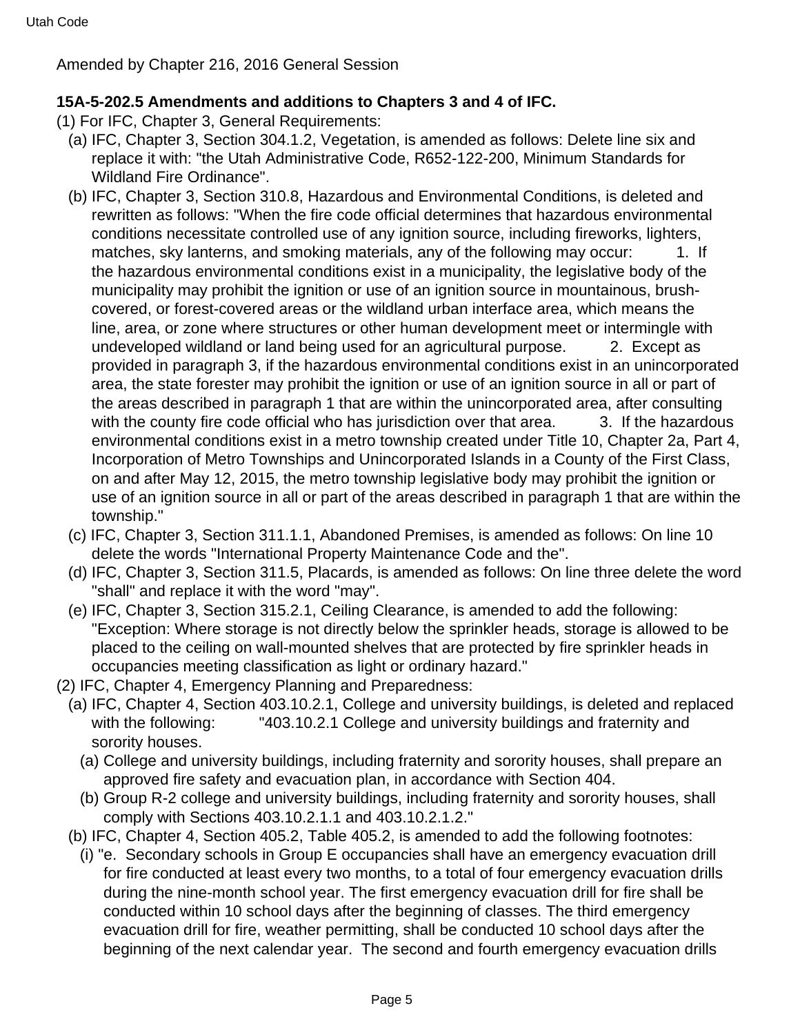Amended by Chapter 216, 2016 General Session

**15A-5-202.5 Amendments and additions to Chapters 3 and 4 of IFC.**

(1) For IFC, Chapter 3, General Requirements:

(a) IFC, Chapter 3, Section 304.1.2, Vegetation, is amended as follows: Delete line six and replace it with: "the Utah Administrative Code, R652-122-200, Minimum Standards for Wildland Fire Ordinance".

(b) IFC, Chapter 3, Section 310.8, Hazardous and Environmental Conditions, is deleted and rewritten as follows: "When the fire code official determines that hazardous environmental conditions necessitate controlled use of any ignition source, including fireworks, lighters, matches, sky lanterns, and smoking materials, any of the following may occur: 1. If the hazardous environmental conditions exist in a municipality, the legislative body of the municipality may prohibit the ignition or use of an ignition source in mountainous, brush-covered, or forest-covered areas or the wildland urban interface area, which means the line, area, or zone where structures or other human development meet or intermingle with undeveloped wildland or land being used for an agricultural purpose. 2. Except as provided in paragraph 3, if the hazardous environmental conditions exist in an unincorporated area, the state forester may prohibit the ignition or use of an ignition source in all or part of the areas described in paragraph 1 that are within the unincorporated area, after consulting with the county fire code official who has jurisdiction over that area. 3. If the hazardous environmental conditions exist in a metro township created under Title 10, Chapter 2a, Part 4, Incorporation of Metro Townships and Unincorporated Islands in a County of the First Class, on and after May 12, 2015, the metro township legislative body may prohibit the ignition or use of an ignition source in all or part of the areas described in paragraph 1 that are within the township."

(c) IFC, Chapter 3, Section 311.1.1, Abandoned Premises, is amended as follows: On line 10 delete the words "International Property Maintenance Code and the".

(d) IFC, Chapter 3, Section 311.5, Placards, is amended as follows: On line three delete the word "shall" and replace it with the word "may".

(e) IFC, Chapter 3, Section 315.2.1, Ceiling Clearance, is amended to add the following: "Exception: Where storage is not directly below the sprinkler heads, storage is allowed to be placed to the ceiling on wall-mounted shelves that are protected by fire sprinkler heads in occupancies meeting classification as light or ordinary hazard."

(2) IFC, Chapter 4, Emergency Planning and Preparedness:

(a) IFC, Chapter 4, Section 403.10.2.1, College and university buildings, is deleted and replaced with the following: "403.10.2.1 College and university buildings and fraternity and sorority houses.

(a) College and university buildings, including fraternity and sorority houses, shall prepare an approved fire safety and evacuation plan, in accordance with Section 404.

(b) Group R-2 college and university buildings, including fraternity and sorority houses, shall comply with Sections 403.10.2.1.1 and 403.10.2.1.2."

(b) IFC, Chapter 4, Section 405.2, Table 405.2, is amended to add the following footnotes:

(i) "e. Secondary schools in Group E occupancies shall have an emergency evacuation drill for fire conducted at least every two months, to a total of four emergency evacuation drills during the nine-month school year. The first emergency evacuation drill for fire shall be conducted within 10 school days after the beginning of classes. The third emergency evacuation drill for fire, weather permitting, shall be conducted 10 school days after the beginning of the next calendar year. The second and fourth emergency evacuation drills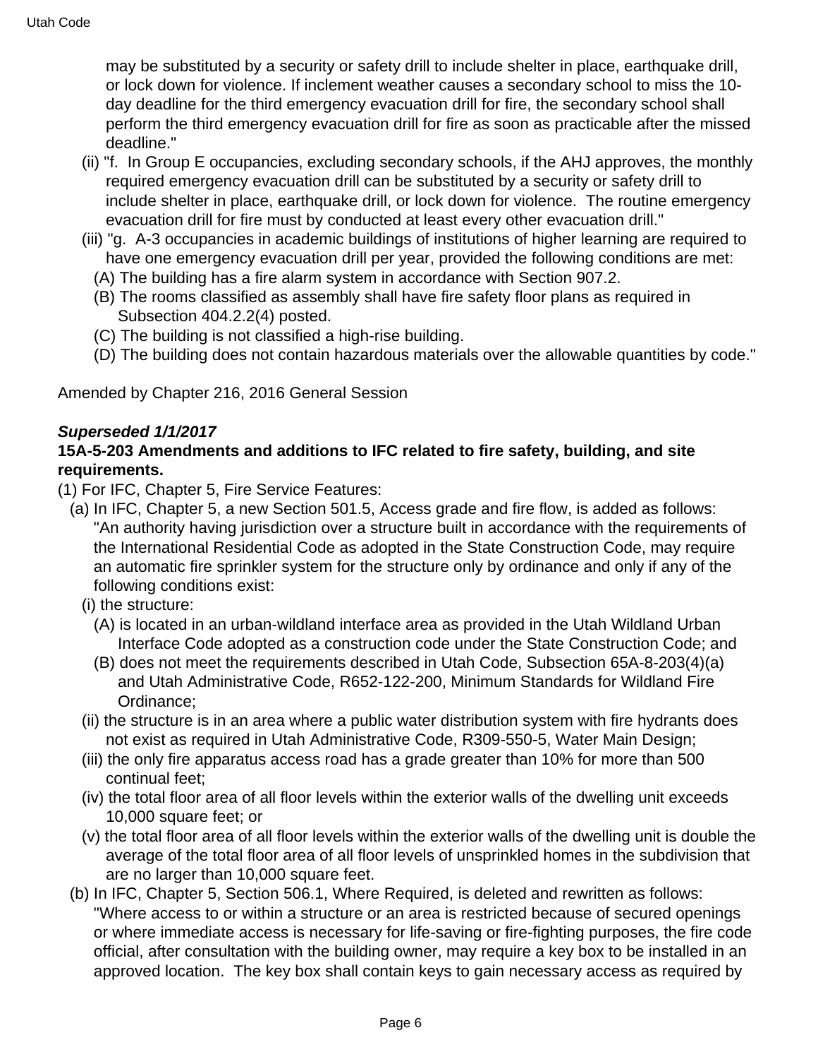may be substituted by a security or safety drill to include shelter in place, earthquake drill, or lock down for violence. If inclement weather causes a secondary school to miss the 10-day deadline for the third emergency evacuation drill for fire, the secondary school shall perform the third emergency evacuation drill for fire as soon as practicable after the missed deadline."

(ii) "f. In Group E occupancies, excluding secondary schools, if the AHJ approves, the monthly required emergency evacuation drill can be substituted by a security or safety drill to include shelter in place, earthquake drill, or lock down for violence. The routine emergency evacuation drill for fire must by conducted at least every other evacuation drill."

(iii) "g. A-3 occupancies in academic buildings of institutions of higher learning are required to have one emergency evacuation drill per year, provided the following conditions are met:

(A) The building has a fire alarm system in accordance with Section 907.2.

(B) The rooms classified as assembly shall have fire safety floor plans as required in Subsection 404.2.2(4) posted.

(C) The building is not classified a high-rise building.

(D) The building does not contain hazardous materials over the allowable quantities by code."

Amended by Chapter 216, 2016 General Session

***Superseded 1/1/2017***

**15A-5-203 Amendments and additions to IFC related to fire safety, building, and site requirements.**

(1) For IFC, Chapter 5, Fire Service Features:

(a) In IFC, Chapter 5, a new Section 501.5, Access grade and fire flow, is added as follows: "An authority having jurisdiction over a structure built in accordance with the requirements of the International Residential Code as adopted in the State Construction Code, may require an automatic fire sprinkler system for the structure only by ordinance and only if any of the following conditions exist:

(i) the structure:

(A) is located in an urban-wildland interface area as provided in the Utah Wildland Urban Interface Code adopted as a construction code under the State Construction Code; and

(B) does not meet the requirements described in Utah Code, Subsection 65A-8-203(4)(a) and Utah Administrative Code, R652-122-200, Minimum Standards for Wildland Fire Ordinance;

(ii) the structure is in an area where a public water distribution system with fire hydrants does not exist as required in Utah Administrative Code, R309-550-5, Water Main Design;

(iii) the only fire apparatus access road has a grade greater than 10% for more than 500 continual feet;

(iv) the total floor area of all floor levels within the exterior walls of the dwelling unit exceeds 10,000 square feet; or

(v) the total floor area of all floor levels within the exterior walls of the dwelling unit is double the average of the total floor area of all floor levels of unsprinkled homes in the subdivision that are no larger than 10,000 square feet.

(b) In IFC, Chapter 5, Section 506.1, Where Required, is deleted and rewritten as follows: "Where access to or within a structure or an area is restricted because of secured openings or where immediate access is necessary for life-saving or fire-fighting purposes, the fire code official, after consultation with the building owner, may require a key box to be installed in an approved location. The key box shall contain keys to gain necessary access as required by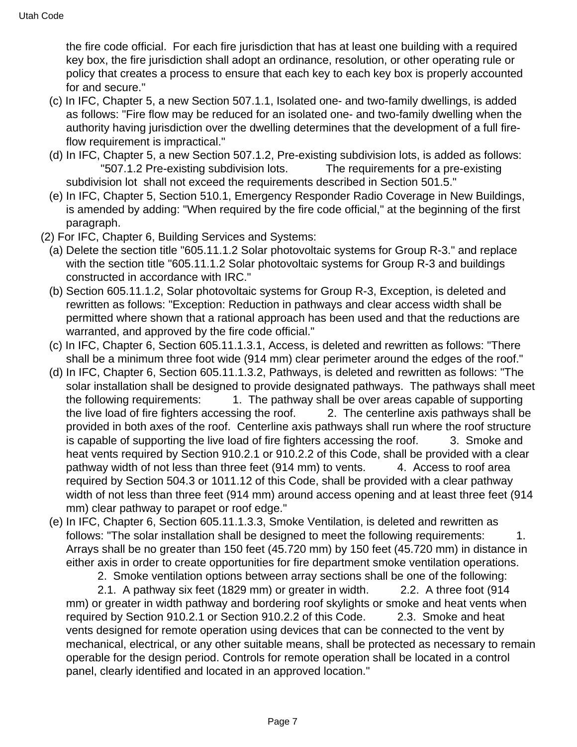the fire code official. For each fire jurisdiction that has at least one building with a required key box, the fire jurisdiction shall adopt an ordinance, resolution, or other operating rule or policy that creates a process to ensure that each key to each key box is properly accounted for and secure."

(c) In IFC, Chapter 5, a new Section 507.1.1, Isolated one- and two-family dwellings, is added as follows: "Fire flow may be reduced for an isolated one- and two-family dwelling when the authority having jurisdiction over the dwelling determines that the development of a full fire-flow requirement is impractical."

(d) In IFC, Chapter 5, a new Section 507.1.2, Pre-existing subdivision lots, is added as follows: "507.1.2 Pre-existing subdivision lots. The requirements for a pre-existing subdivision lot shall not exceed the requirements described in Section 501.5."

(e) In IFC, Chapter 5, Section 510.1, Emergency Responder Radio Coverage in New Buildings, is amended by adding: "When required by the fire code official," at the beginning of the first paragraph.

(2) For IFC, Chapter 6, Building Services and Systems:

(a) Delete the section title "605.11.1.2 Solar photovoltaic systems for Group R-3." and replace with the section title "605.11.1.2 Solar photovoltaic systems for Group R-3 and buildings constructed in accordance with IRC."

(b) Section 605.11.1.2, Solar photovoltaic systems for Group R-3, Exception, is deleted and rewritten as follows: "Exception: Reduction in pathways and clear access width shall be permitted where shown that a rational approach has been used and that the reductions are warranted, and approved by the fire code official."

(c) In IFC, Chapter 6, Section 605.11.1.3.1, Access, is deleted and rewritten as follows: "There shall be a minimum three foot wide (914 mm) clear perimeter around the edges of the roof."

(d) In IFC, Chapter 6, Section 605.11.1.3.2, Pathways, is deleted and rewritten as follows: "The solar installation shall be designed to provide designated pathways. The pathways shall meet the following requirements: 1. The pathway shall be over areas capable of supporting the live load of fire fighters accessing the roof. 2. The centerline axis pathways shall be provided in both axes of the roof. Centerline axis pathways shall run where the roof structure is capable of supporting the live load of fire fighters accessing the roof. 3. Smoke and heat vents required by Section 910.2.1 or 910.2.2 of this Code, shall be provided with a clear pathway width of not less than three feet (914 mm) to vents. 4. Access to roof area required by Section 504.3 or 1011.12 of this Code, shall be provided with a clear pathway width of not less than three feet (914 mm) around access opening and at least three feet (914 mm) clear pathway to parapet or roof edge."

(e) In IFC, Chapter 6, Section 605.11.1.3.3, Smoke Ventilation, is deleted and rewritten as follows: "The solar installation shall be designed to meet the following requirements: 1. Arrays shall be no greater than 150 feet (45.720 mm) by 150 feet (45.720 mm) in distance in either axis in order to create opportunities for fire department smoke ventilation operations. 2. Smoke ventilation options between array sections shall be one of the following: 2.1. A pathway six feet (1829 mm) or greater in width. 2.2. A three foot (914 mm) or greater in width pathway and bordering roof skylights or smoke and heat vents when required by Section 910.2.1 or Section 910.2.2 of this Code. 2.3. Smoke and heat vents designed for remote operation using devices that can be connected to the vent by mechanical, electrical, or any other suitable means, shall be protected as necessary to remain operable for the design period. Controls for remote operation shall be located in a control panel, clearly identified and located in an approved location."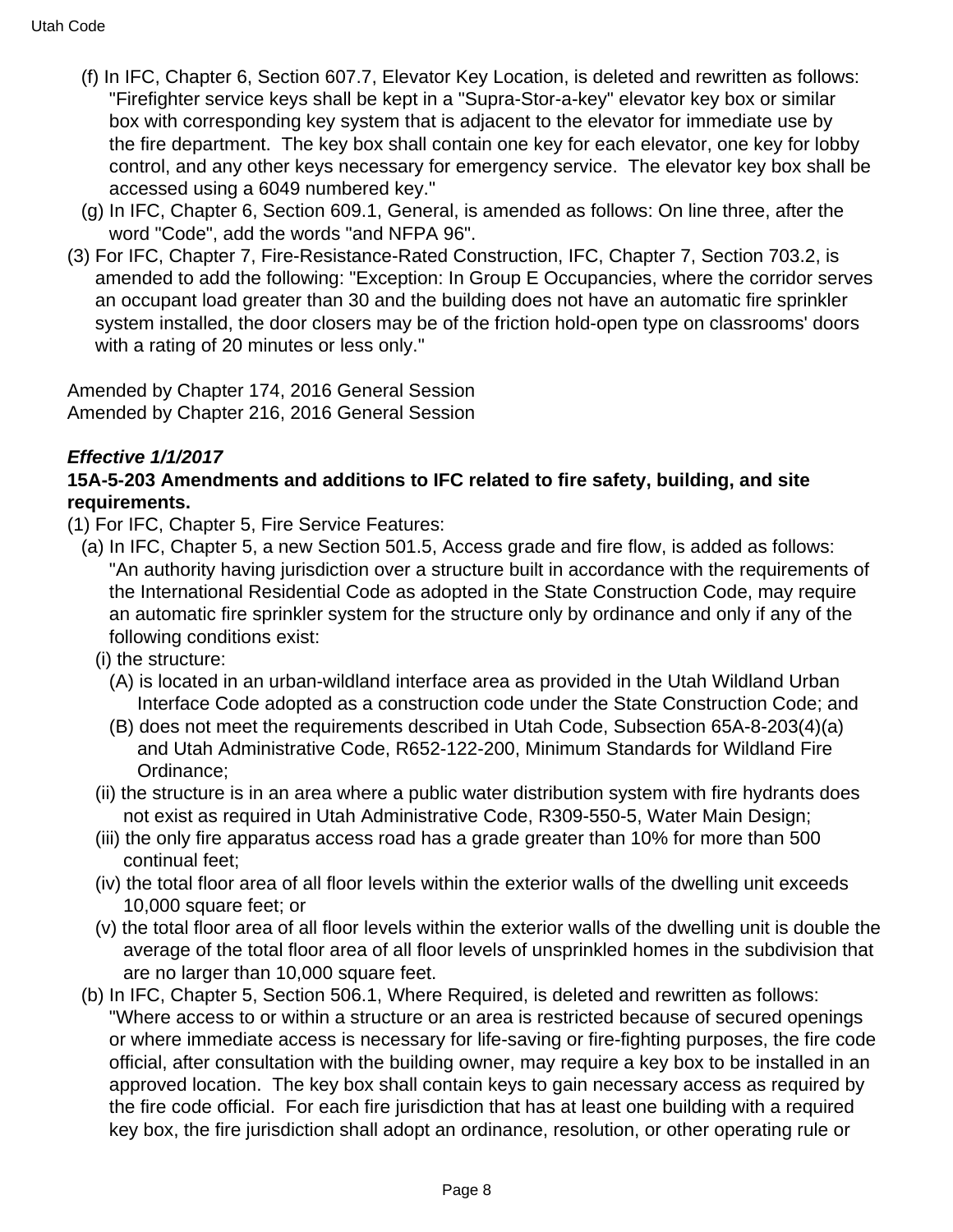(f) In IFC, Chapter 6, Section 607.7, Elevator Key Location, is deleted and rewritten as follows: "Firefighter service keys shall be kept in a "Supra-Stor-a-key" elevator key box or similar box with corresponding key system that is adjacent to the elevator for immediate use by the fire department. The key box shall contain one key for each elevator, one key for lobby control, and any other keys necessary for emergency service. The elevator key box shall be accessed using a 6049 numbered key."

(g) In IFC, Chapter 6, Section 609.1, General, is amended as follows: On line three, after the word "Code", add the words "and NFPA 96".

(3) For IFC, Chapter 7, Fire-Resistance-Rated Construction, IFC, Chapter 7, Section 703.2, is amended to add the following: "Exception: In Group E Occupancies, where the corridor serves an occupant load greater than 30 and the building does not have an automatic fire sprinkler system installed, the door closers may be of the friction hold-open type on classrooms' doors with a rating of 20 minutes or less only."

Amended by Chapter 174, 2016 General Session
Amended by Chapter 216, 2016 General Session

***Effective 1/1/2017***

**15A-5-203 Amendments and additions to IFC related to fire safety, building, and site requirements.**

(1) For IFC, Chapter 5, Fire Service Features:

(a) In IFC, Chapter 5, a new Section 501.5, Access grade and fire flow, is added as follows: "An authority having jurisdiction over a structure built in accordance with the requirements of the International Residential Code as adopted in the State Construction Code, may require an automatic fire sprinkler system for the structure only by ordinance and only if any of the following conditions exist:

(i) the structure:

(A) is located in an urban-wildland interface area as provided in the Utah Wildland Urban Interface Code adopted as a construction code under the State Construction Code; and

(B) does not meet the requirements described in Utah Code, Subsection 65A-8-203(4)(a) and Utah Administrative Code, R652-122-200, Minimum Standards for Wildland Fire Ordinance;

(ii) the structure is in an area where a public water distribution system with fire hydrants does not exist as required in Utah Administrative Code, R309-550-5, Water Main Design;

(iii) the only fire apparatus access road has a grade greater than 10% for more than 500 continual feet;

(iv) the total floor area of all floor levels within the exterior walls of the dwelling unit exceeds 10,000 square feet; or

(v) the total floor area of all floor levels within the exterior walls of the dwelling unit is double the average of the total floor area of all floor levels of unsprinkled homes in the subdivision that are no larger than 10,000 square feet.

(b) In IFC, Chapter 5, Section 506.1, Where Required, is deleted and rewritten as follows: "Where access to or within a structure or an area is restricted because of secured openings or where immediate access is necessary for life-saving or fire-fighting purposes, the fire code official, after consultation with the building owner, may require a key box to be installed in an approved location. The key box shall contain keys to gain necessary access as required by the fire code official. For each fire jurisdiction that has at least one building with a required key box, the fire jurisdiction shall adopt an ordinance, resolution, or other operating rule or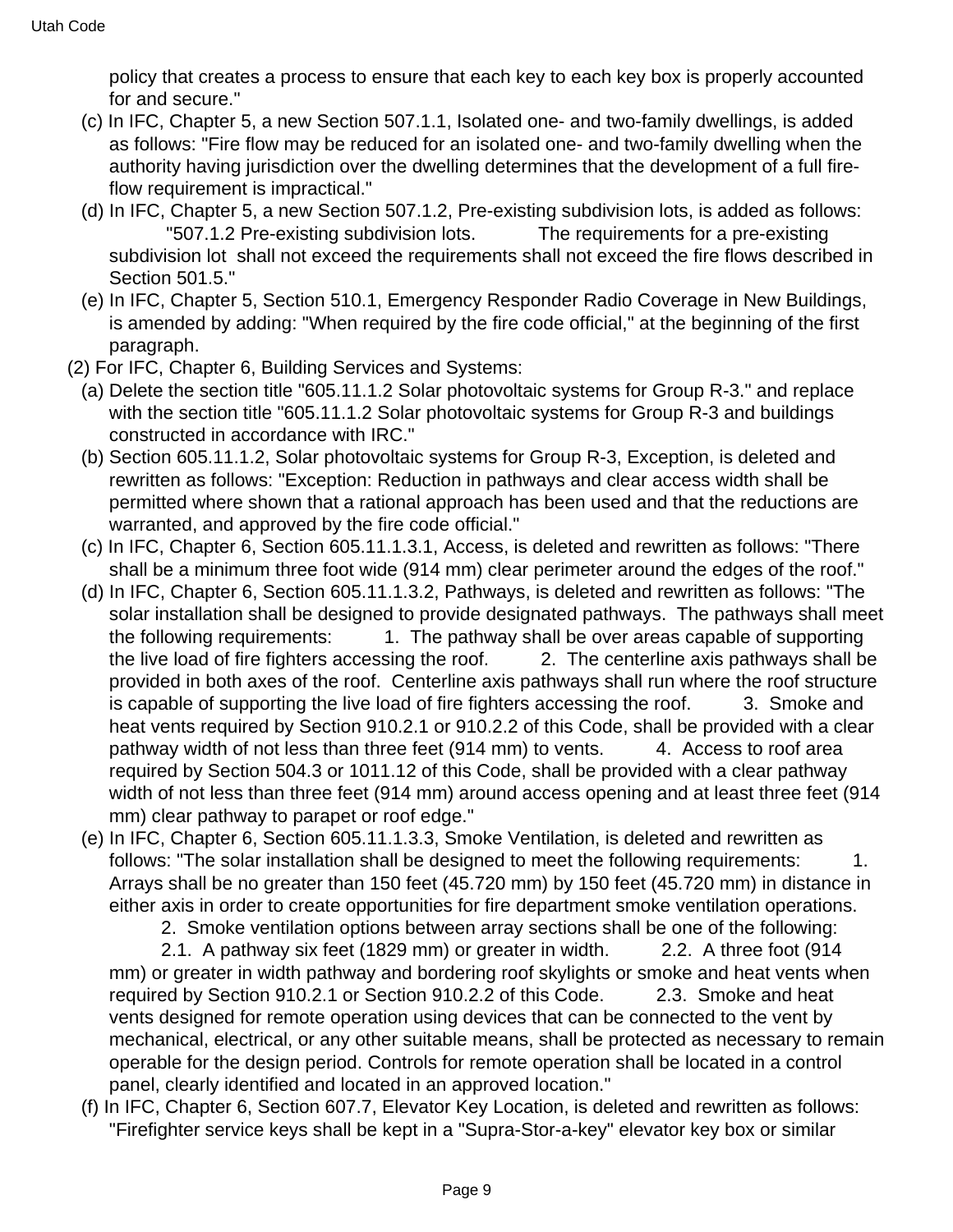policy that creates a process to ensure that each key to each key box is properly accounted for and secure."

(c) In IFC, Chapter 5, a new Section 507.1.1, Isolated one- and two-family dwellings, is added as follows: "Fire flow may be reduced for an isolated one- and two-family dwelling when the authority having jurisdiction over the dwelling determines that the development of a full fire-flow requirement is impractical."

(d) In IFC, Chapter 5, a new Section 507.1.2, Pre-existing subdivision lots, is added as follows: "507.1.2 Pre-existing subdivision lots. The requirements for a pre-existing subdivision lot shall not exceed the requirements shall not exceed the fire flows described in Section 501.5."

(e) In IFC, Chapter 5, Section 510.1, Emergency Responder Radio Coverage in New Buildings, is amended by adding: "When required by the fire code official," at the beginning of the first paragraph.

(2) For IFC, Chapter 6, Building Services and Systems:

(a) Delete the section title "605.11.1.2 Solar photovoltaic systems for Group R-3." and replace with the section title "605.11.1.2 Solar photovoltaic systems for Group R-3 and buildings constructed in accordance with IRC."

(b) Section 605.11.1.2, Solar photovoltaic systems for Group R-3, Exception, is deleted and rewritten as follows: "Exception: Reduction in pathways and clear access width shall be permitted where shown that a rational approach has been used and that the reductions are warranted, and approved by the fire code official."

(c) In IFC, Chapter 6, Section 605.11.1.3.1, Access, is deleted and rewritten as follows: "There shall be a minimum three foot wide (914 mm) clear perimeter around the edges of the roof."

(d) In IFC, Chapter 6, Section 605.11.1.3.2, Pathways, is deleted and rewritten as follows: "The solar installation shall be designed to provide designated pathways. The pathways shall meet the following requirements: 1. The pathway shall be over areas capable of supporting the live load of fire fighters accessing the roof. 2. The centerline axis pathways shall be provided in both axes of the roof. Centerline axis pathways shall run where the roof structure is capable of supporting the live load of fire fighters accessing the roof. 3. Smoke and heat vents required by Section 910.2.1 or 910.2.2 of this Code, shall be provided with a clear pathway width of not less than three feet (914 mm) to vents. 4. Access to roof area required by Section 504.3 or 1011.12 of this Code, shall be provided with a clear pathway width of not less than three feet (914 mm) around access opening and at least three feet (914 mm) clear pathway to parapet or roof edge."

(e) In IFC, Chapter 6, Section 605.11.1.3.3, Smoke Ventilation, is deleted and rewritten as follows: "The solar installation shall be designed to meet the following requirements: 1. Arrays shall be no greater than 150 feet (45.720 mm) by 150 feet (45.720 mm) in distance in either axis in order to create opportunities for fire department smoke ventilation operations. 2. Smoke ventilation options between array sections shall be one of the following: 2.1. A pathway six feet (1829 mm) or greater in width. 2.2. A three foot (914 mm) or greater in width pathway and bordering roof skylights or smoke and heat vents when required by Section 910.2.1 or Section 910.2.2 of this Code. 2.3. Smoke and heat vents designed for remote operation using devices that can be connected to the vent by mechanical, electrical, or any other suitable means, shall be protected as necessary to remain operable for the design period. Controls for remote operation shall be located in a control panel, clearly identified and located in an approved location."

(f) In IFC, Chapter 6, Section 607.7, Elevator Key Location, is deleted and rewritten as follows: "Firefighter service keys shall be kept in a "Supra-Stor-a-key" elevator key box or similar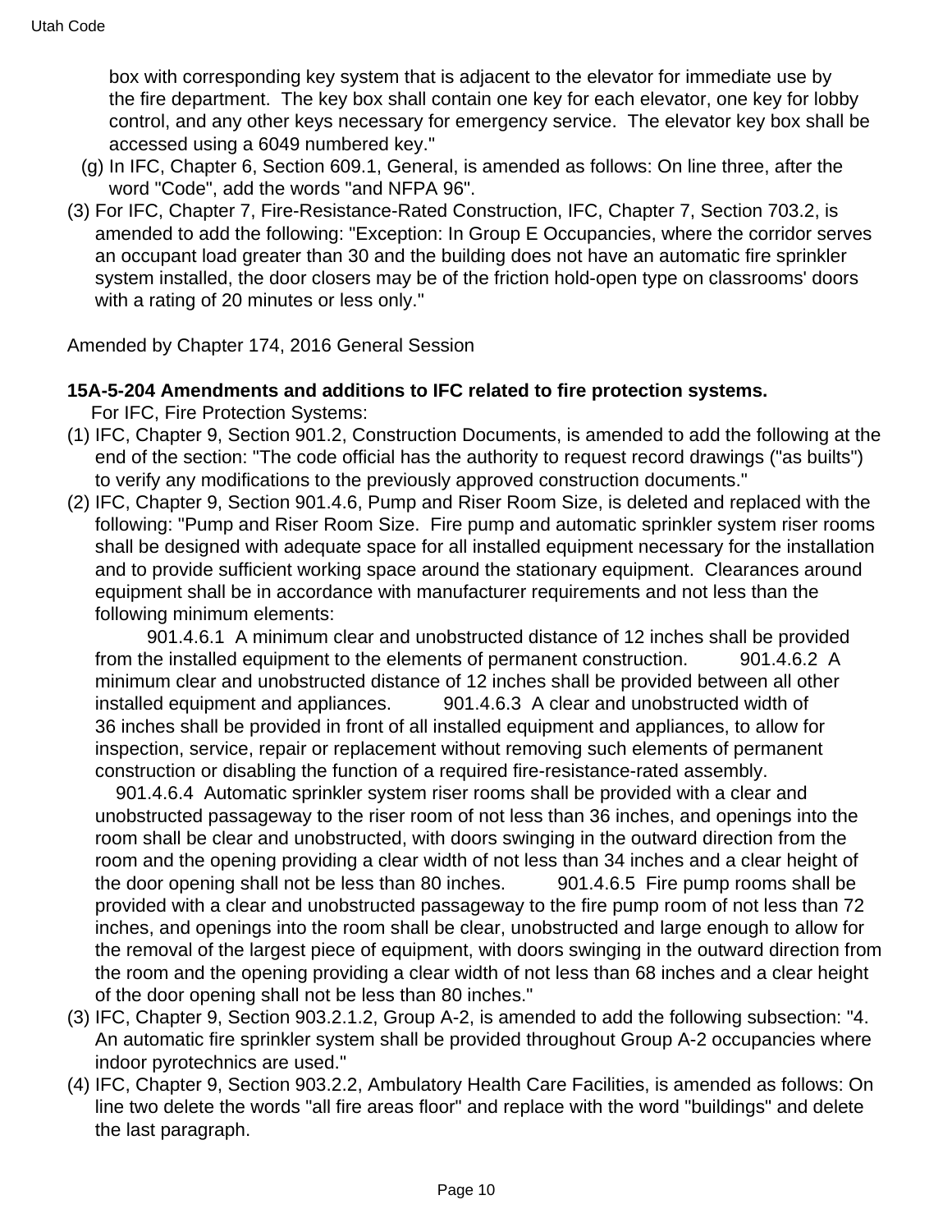box with corresponding key system that is adjacent to the elevator for immediate use by the fire department. The key box shall contain one key for each elevator, one key for lobby control, and any other keys necessary for emergency service. The elevator key box shall be accessed using a 6049 numbered key."

(g) In IFC, Chapter 6, Section 609.1, General, is amended as follows: On line three, after the word "Code", add the words "and NFPA 96".

(3) For IFC, Chapter 7, Fire-Resistance-Rated Construction, IFC, Chapter 7, Section 703.2, is amended to add the following: "Exception: In Group E Occupancies, where the corridor serves an occupant load greater than 30 and the building does not have an automatic fire sprinkler system installed, the door closers may be of the friction hold-open type on classrooms' doors with a rating of 20 minutes or less only."

Amended by Chapter 174, 2016 General Session

**15A-5-204 Amendments and additions to IFC related to fire protection systems.**

For IFC, Fire Protection Systems:

(1) IFC, Chapter 9, Section 901.2, Construction Documents, is amended to add the following at the end of the section: "The code official has the authority to request record drawings ("as builts") to verify any modifications to the previously approved construction documents."

(2) IFC, Chapter 9, Section 901.4.6, Pump and Riser Room Size, is deleted and replaced with the following: "Pump and Riser Room Size. Fire pump and automatic sprinkler system riser rooms shall be designed with adequate space for all installed equipment necessary for the installation and to provide sufficient working space around the stationary equipment. Clearances around equipment shall be in accordance with manufacturer requirements and not less than the following minimum elements:

901.4.6.1 A minimum clear and unobstructed distance of 12 inches shall be provided from the installed equipment to the elements of permanent construction. 901.4.6.2 A minimum clear and unobstructed distance of 12 inches shall be provided between all other installed equipment and appliances. 901.4.6.3 A clear and unobstructed width of 36 inches shall be provided in front of all installed equipment and appliances, to allow for inspection, service, repair or replacement without removing such elements of permanent construction or disabling the function of a required fire-resistance-rated assembly.

901.4.6.4 Automatic sprinkler system riser rooms shall be provided with a clear and unobstructed passageway to the riser room of not less than 36 inches, and openings into the room shall be clear and unobstructed, with doors swinging in the outward direction from the room and the opening providing a clear width of not less than 34 inches and a clear height of the door opening shall not be less than 80 inches. 901.4.6.5 Fire pump rooms shall be provided with a clear and unobstructed passageway to the fire pump room of not less than 72 inches, and openings into the room shall be clear, unobstructed and large enough to allow for the removal of the largest piece of equipment, with doors swinging in the outward direction from the room and the opening providing a clear width of not less than 68 inches and a clear height of the door opening shall not be less than 80 inches."

(3) IFC, Chapter 9, Section 903.2.1.2, Group A-2, is amended to add the following subsection: "4. An automatic fire sprinkler system shall be provided throughout Group A-2 occupancies where indoor pyrotechnics are used."

(4) IFC, Chapter 9, Section 903.2.2, Ambulatory Health Care Facilities, is amended as follows: On line two delete the words "all fire areas floor" and replace with the word "buildings" and delete the last paragraph.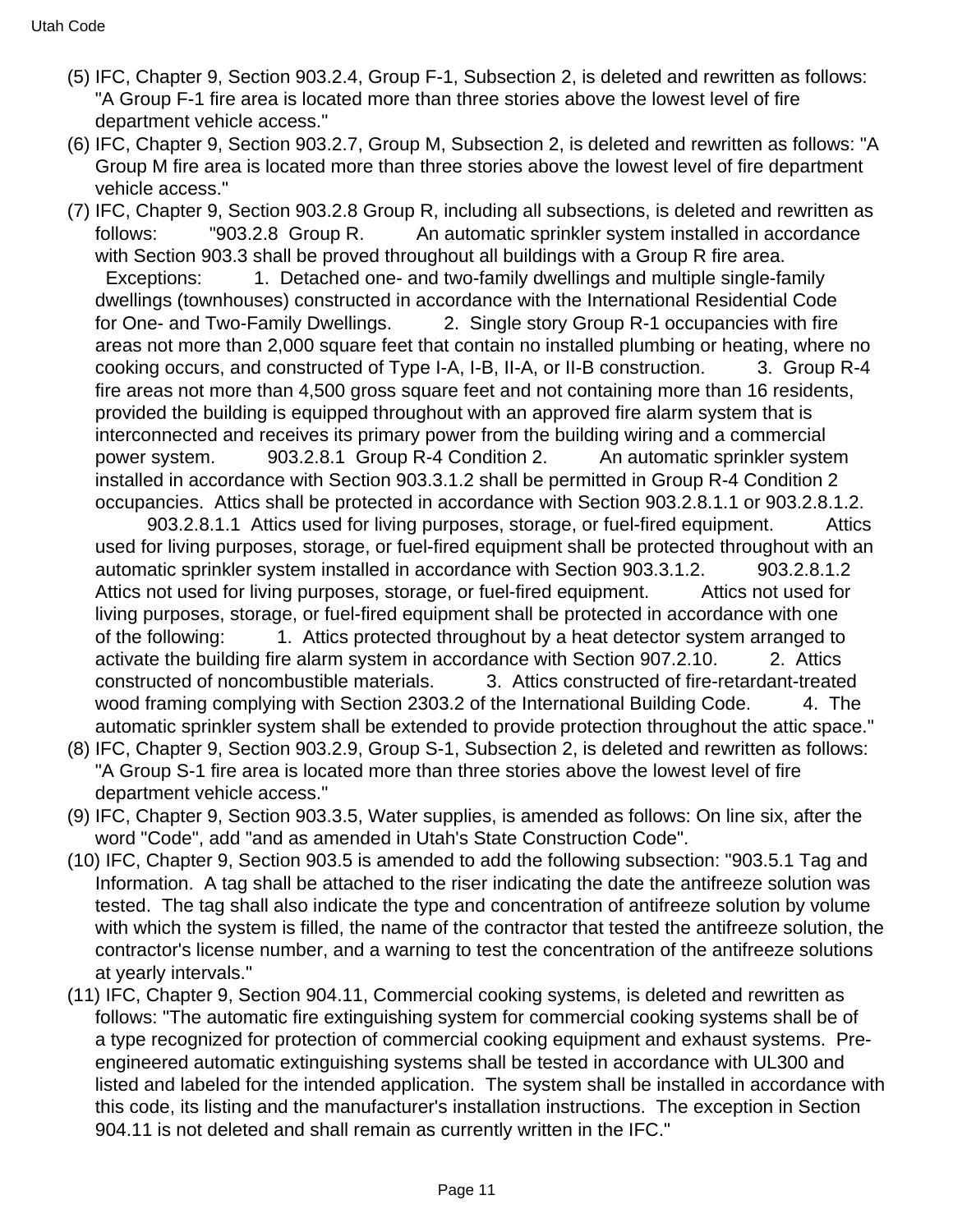(5) IFC, Chapter 9, Section 903.2.4, Group F-1, Subsection 2, is deleted and rewritten as follows: "A Group F-1 fire area is located more than three stories above the lowest level of fire department vehicle access."

(6) IFC, Chapter 9, Section 903.2.7, Group M, Subsection 2, is deleted and rewritten as follows: "A Group M fire area is located more than three stories above the lowest level of fire department vehicle access."

(7) IFC, Chapter 9, Section 903.2.8 Group R, including all subsections, is deleted and rewritten as follows: "903.2.8 Group R. An automatic sprinkler system installed in accordance with Section 903.3 shall be proved throughout all buildings with a Group R fire area. Exceptions: 1. Detached one- and two-family dwellings and multiple single-family dwellings (townhouses) constructed in accordance with the International Residential Code for One- and Two-Family Dwellings. 2. Single story Group R-1 occupancies with fire areas not more than 2,000 square feet that contain no installed plumbing or heating, where no cooking occurs, and constructed of Type I-A, I-B, II-A, or II-B construction. 3. Group R-4 fire areas not more than 4,500 gross square feet and not containing more than 16 residents, provided the building is equipped throughout with an approved fire alarm system that is interconnected and receives its primary power from the building wiring and a commercial power system. 903.2.8.1 Group R-4 Condition 2. An automatic sprinkler system installed in accordance with Section 903.3.1.2 shall be permitted in Group R-4 Condition 2 occupancies. Attics shall be protected in accordance with Section 903.2.8.1.1 or 903.2.8.1.2. 903.2.8.1.1 Attics used for living purposes, storage, or fuel-fired equipment. Attics used for living purposes, storage, or fuel-fired equipment shall be protected throughout with an automatic sprinkler system installed in accordance with Section 903.3.1.2. 903.2.8.1.2 Attics not used for living purposes, storage, or fuel-fired equipment. Attics not used for living purposes, storage, or fuel-fired equipment shall be protected in accordance with one of the following: 1. Attics protected throughout by a heat detector system arranged to activate the building fire alarm system in accordance with Section 907.2.10. 2. Attics constructed of noncombustible materials. 3. Attics constructed of fire-retardant-treated wood framing complying with Section 2303.2 of the International Building Code. 4. The automatic sprinkler system shall be extended to provide protection throughout the attic space."

(8) IFC, Chapter 9, Section 903.2.9, Group S-1, Subsection 2, is deleted and rewritten as follows: "A Group S-1 fire area is located more than three stories above the lowest level of fire department vehicle access."

(9) IFC, Chapter 9, Section 903.3.5, Water supplies, is amended as follows: On line six, after the word "Code", add "and as amended in Utah's State Construction Code".

(10) IFC, Chapter 9, Section 903.5 is amended to add the following subsection: "903.5.1 Tag and Information. A tag shall be attached to the riser indicating the date the antifreeze solution was tested. The tag shall also indicate the type and concentration of antifreeze solution by volume with which the system is filled, the name of the contractor that tested the antifreeze solution, the contractor's license number, and a warning to test the concentration of the antifreeze solutions at yearly intervals."

(11) IFC, Chapter 9, Section 904.11, Commercial cooking systems, is deleted and rewritten as follows: "The automatic fire extinguishing system for commercial cooking systems shall be of a type recognized for protection of commercial cooking equipment and exhaust systems. Pre-engineered automatic extinguishing systems shall be tested in accordance with UL300 and listed and labeled for the intended application. The system shall be installed in accordance with this code, its listing and the manufacturer's installation instructions. The exception in Section 904.11 is not deleted and shall remain as currently written in the IFC."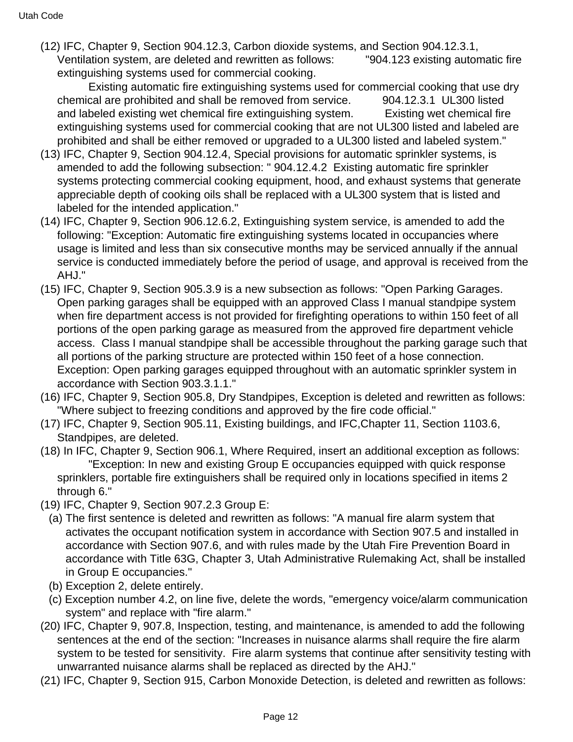(12) IFC, Chapter 9, Section 904.12.3, Carbon dioxide systems, and Section 904.12.3.1, Ventilation system, are deleted and rewritten as follows: "904.123 existing automatic fire extinguishing systems used for commercial cooking.

Existing automatic fire extinguishing systems used for commercial cooking that use dry chemical are prohibited and shall be removed from service. 904.12.3.1 UL300 listed and labeled existing wet chemical fire extinguishing system. Existing wet chemical fire extinguishing systems used for commercial cooking that are not UL300 listed and labeled are prohibited and shall be either removed or upgraded to a UL300 listed and labeled system."

(13) IFC, Chapter 9, Section 904.12.4, Special provisions for automatic sprinkler systems, is amended to add the following subsection: " 904.12.4.2 Existing automatic fire sprinkler systems protecting commercial cooking equipment, hood, and exhaust systems that generate appreciable depth of cooking oils shall be replaced with a UL300 system that is listed and labeled for the intended application."

(14) IFC, Chapter 9, Section 906.12.6.2, Extinguishing system service, is amended to add the following: "Exception: Automatic fire extinguishing systems located in occupancies where usage is limited and less than six consecutive months may be serviced annually if the annual service is conducted immediately before the period of usage, and approval is received from the AHJ."

(15) IFC, Chapter 9, Section 905.3.9 is a new subsection as follows: "Open Parking Garages. Open parking garages shall be equipped with an approved Class I manual standpipe system when fire department access is not provided for firefighting operations to within 150 feet of all portions of the open parking garage as measured from the approved fire department vehicle access. Class I manual standpipe shall be accessible throughout the parking garage such that all portions of the parking structure are protected within 150 feet of a hose connection. Exception: Open parking garages equipped throughout with an automatic sprinkler system in accordance with Section 903.3.1.1."

(16) IFC, Chapter 9, Section 905.8, Dry Standpipes, Exception is deleted and rewritten as follows: "Where subject to freezing conditions and approved by the fire code official."

(17) IFC, Chapter 9, Section 905.11, Existing buildings, and IFC,Chapter 11, Section 1103.6, Standpipes, are deleted.

(18) In IFC, Chapter 9, Section 906.1, Where Required, insert an additional exception as follows:

"Exception: In new and existing Group E occupancies equipped with quick response sprinklers, portable fire extinguishers shall be required only in locations specified in items 2 through 6."

(19) IFC, Chapter 9, Section 907.2.3 Group E:

(a) The first sentence is deleted and rewritten as follows: "A manual fire alarm system that activates the occupant notification system in accordance with Section 907.5 and installed in accordance with Section 907.6, and with rules made by the Utah Fire Prevention Board in accordance with Title 63G, Chapter 3, Utah Administrative Rulemaking Act, shall be installed in Group E occupancies."

(b) Exception 2, delete entirely.

(c) Exception number 4.2, on line five, delete the words, "emergency voice/alarm communication system" and replace with "fire alarm."

(20) IFC, Chapter 9, 907.8, Inspection, testing, and maintenance, is amended to add the following sentences at the end of the section: "Increases in nuisance alarms shall require the fire alarm system to be tested for sensitivity. Fire alarm systems that continue after sensitivity testing with unwarranted nuisance alarms shall be replaced as directed by the AHJ."

(21) IFC, Chapter 9, Section 915, Carbon Monoxide Detection, is deleted and rewritten as follows: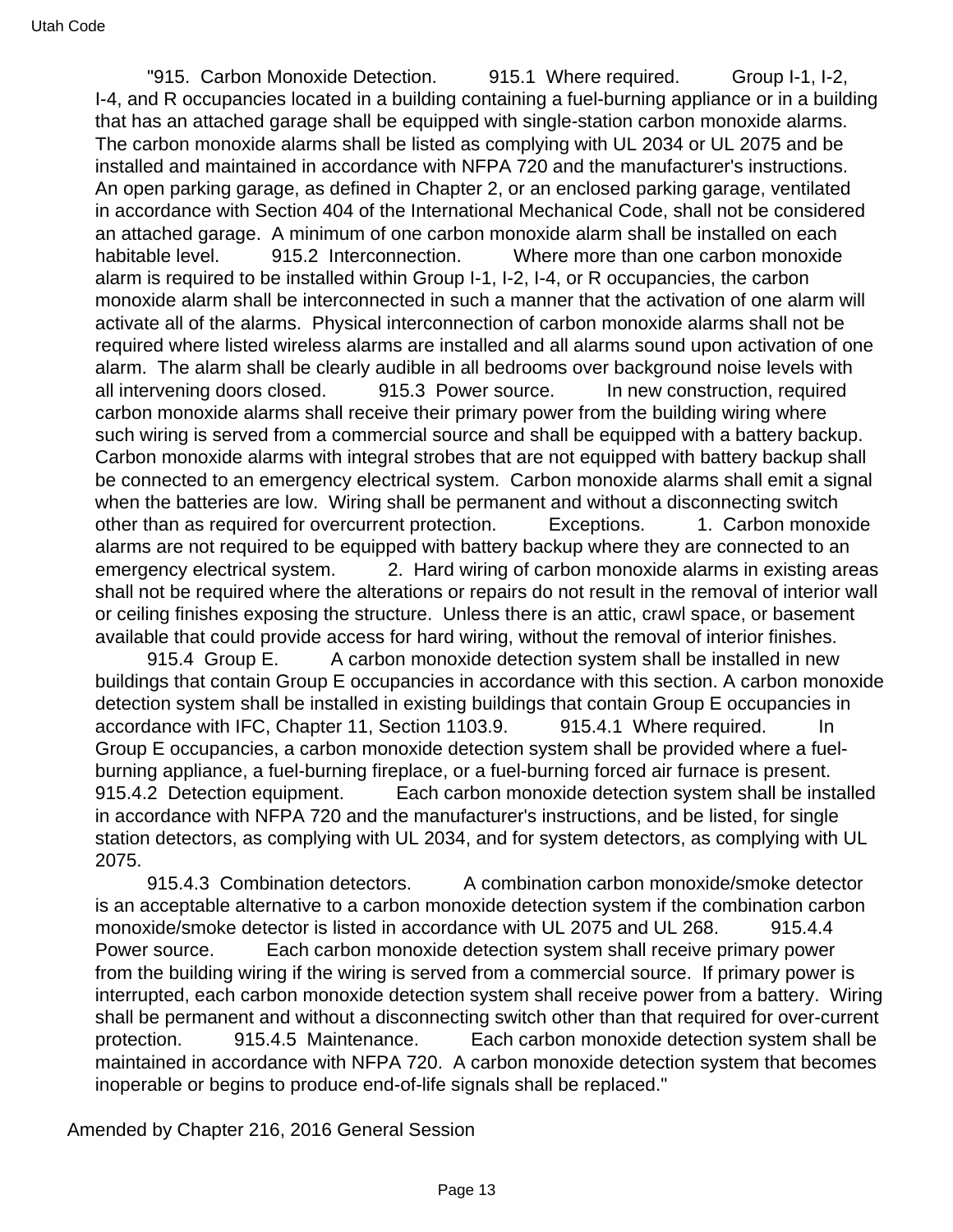"915. Carbon Monoxide Detection. 915.1 Where required. Group I-1, I-2, I-4, and R occupancies located in a building containing a fuel-burning appliance or in a building that has an attached garage shall be equipped with single-station carbon monoxide alarms. The carbon monoxide alarms shall be listed as complying with UL 2034 or UL 2075 and be installed and maintained in accordance with NFPA 720 and the manufacturer's instructions. An open parking garage, as defined in Chapter 2, or an enclosed parking garage, ventilated in accordance with Section 404 of the International Mechanical Code, shall not be considered an attached garage. A minimum of one carbon monoxide alarm shall be installed on each habitable level. 915.2 Interconnection. Where more than one carbon monoxide alarm is required to be installed within Group I-1, I-2, I-4, or R occupancies, the carbon monoxide alarm shall be interconnected in such a manner that the activation of one alarm will activate all of the alarms. Physical interconnection of carbon monoxide alarms shall not be required where listed wireless alarms are installed and all alarms sound upon activation of one alarm. The alarm shall be clearly audible in all bedrooms over background noise levels with all intervening doors closed. 915.3 Power source. In new construction, required carbon monoxide alarms shall receive their primary power from the building wiring where such wiring is served from a commercial source and shall be equipped with a battery backup. Carbon monoxide alarms with integral strobes that are not equipped with battery backup shall be connected to an emergency electrical system. Carbon monoxide alarms shall emit a signal when the batteries are low. Wiring shall be permanent and without a disconnecting switch other than as required for overcurrent protection. Exceptions. 1. Carbon monoxide alarms are not required to be equipped with battery backup where they are connected to an emergency electrical system. 2. Hard wiring of carbon monoxide alarms in existing areas shall not be required where the alterations or repairs do not result in the removal of interior wall or ceiling finishes exposing the structure. Unless there is an attic, crawl space, or basement available that could provide access for hard wiring, without the removal of interior finishes.

915.4 Group E. A carbon monoxide detection system shall be installed in new buildings that contain Group E occupancies in accordance with this section. A carbon monoxide detection system shall be installed in existing buildings that contain Group E occupancies in accordance with IFC, Chapter 11, Section 1103.9. 915.4.1 Where required. In Group E occupancies, a carbon monoxide detection system shall be provided where a fuel-burning appliance, a fuel-burning fireplace, or a fuel-burning forced air furnace is present. 915.4.2 Detection equipment. Each carbon monoxide detection system shall be installed in accordance with NFPA 720 and the manufacturer's instructions, and be listed, for single station detectors, as complying with UL 2034, and for system detectors, as complying with UL 2075.

915.4.3 Combination detectors. A combination carbon monoxide/smoke detector is an acceptable alternative to a carbon monoxide detection system if the combination carbon monoxide/smoke detector is listed in accordance with UL 2075 and UL 268. 915.4.4 Power source. Each carbon monoxide detection system shall receive primary power from the building wiring if the wiring is served from a commercial source. If primary power is interrupted, each carbon monoxide detection system shall receive power from a battery. Wiring shall be permanent and without a disconnecting switch other than that required for over-current protection. 915.4.5 Maintenance. Each carbon monoxide detection system shall be maintained in accordance with NFPA 720. A carbon monoxide detection system that becomes inoperable or begins to produce end-of-life signals shall be replaced."

Amended by Chapter 216, 2016 General Session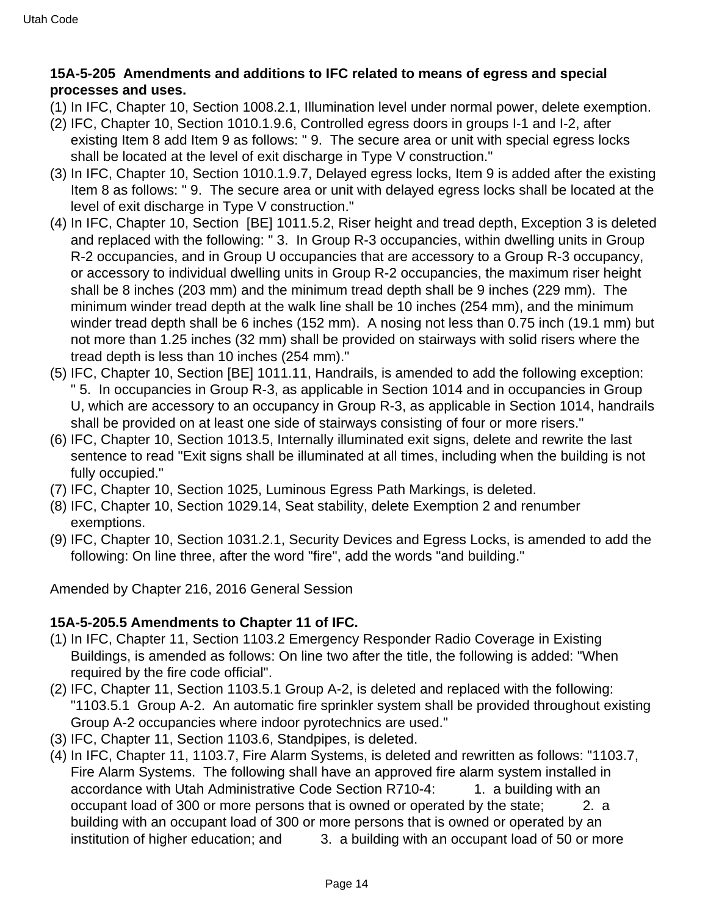**15A-5-205 Amendments and additions to IFC related to means of egress and special processes and uses.**

(1) In IFC, Chapter 10, Section 1008.2.1, Illumination level under normal power, delete exemption.

(2) IFC, Chapter 10, Section 1010.1.9.6, Controlled egress doors in groups I-1 and I-2, after existing Item 8 add Item 9 as follows: " 9. The secure area or unit with special egress locks shall be located at the level of exit discharge in Type V construction."

(3) In IFC, Chapter 10, Section 1010.1.9.7, Delayed egress locks, Item 9 is added after the existing Item 8 as follows: " 9. The secure area or unit with delayed egress locks shall be located at the level of exit discharge in Type V construction."

(4) In IFC, Chapter 10, Section [BE] 1011.5.2, Riser height and tread depth, Exception 3 is deleted and replaced with the following: " 3. In Group R-3 occupancies, within dwelling units in Group R-2 occupancies, and in Group U occupancies that are accessory to a Group R-3 occupancy, or accessory to individual dwelling units in Group R-2 occupancies, the maximum riser height shall be 8 inches (203 mm) and the minimum tread depth shall be 9 inches (229 mm). The minimum winder tread depth at the walk line shall be 10 inches (254 mm), and the minimum winder tread depth shall be 6 inches (152 mm). A nosing not less than 0.75 inch (19.1 mm) but not more than 1.25 inches (32 mm) shall be provided on stairways with solid risers where the tread depth is less than 10 inches (254 mm)."

(5) IFC, Chapter 10, Section [BE] 1011.11, Handrails, is amended to add the following exception: " 5. In occupancies in Group R-3, as applicable in Section 1014 and in occupancies in Group U, which are accessory to an occupancy in Group R-3, as applicable in Section 1014, handrails shall be provided on at least one side of stairways consisting of four or more risers."

(6) IFC, Chapter 10, Section 1013.5, Internally illuminated exit signs, delete and rewrite the last sentence to read "Exit signs shall be illuminated at all times, including when the building is not fully occupied."

(7) IFC, Chapter 10, Section 1025, Luminous Egress Path Markings, is deleted.

(8) IFC, Chapter 10, Section 1029.14, Seat stability, delete Exemption 2 and renumber exemptions.

(9) IFC, Chapter 10, Section 1031.2.1, Security Devices and Egress Locks, is amended to add the following: On line three, after the word "fire", add the words "and building."

Amended by Chapter 216, 2016 General Session

**15A-5-205.5 Amendments to Chapter 11 of IFC.**

(1) In IFC, Chapter 11, Section 1103.2 Emergency Responder Radio Coverage in Existing Buildings, is amended as follows: On line two after the title, the following is added: "When required by the fire code official".

(2) IFC, Chapter 11, Section 1103.5.1 Group A-2, is deleted and replaced with the following: "1103.5.1 Group A-2. An automatic fire sprinkler system shall be provided throughout existing Group A-2 occupancies where indoor pyrotechnics are used."

(3) IFC, Chapter 11, Section 1103.6, Standpipes, is deleted.

(4) In IFC, Chapter 11, 1103.7, Fire Alarm Systems, is deleted and rewritten as follows: "1103.7, Fire Alarm Systems. The following shall have an approved fire alarm system installed in accordance with Utah Administrative Code Section R710-4: 1. a building with an occupant load of 300 or more persons that is owned or operated by the state; 2. a building with an occupant load of 300 or more persons that is owned or operated by an institution of higher education; and 3. a building with an occupant load of 50 or more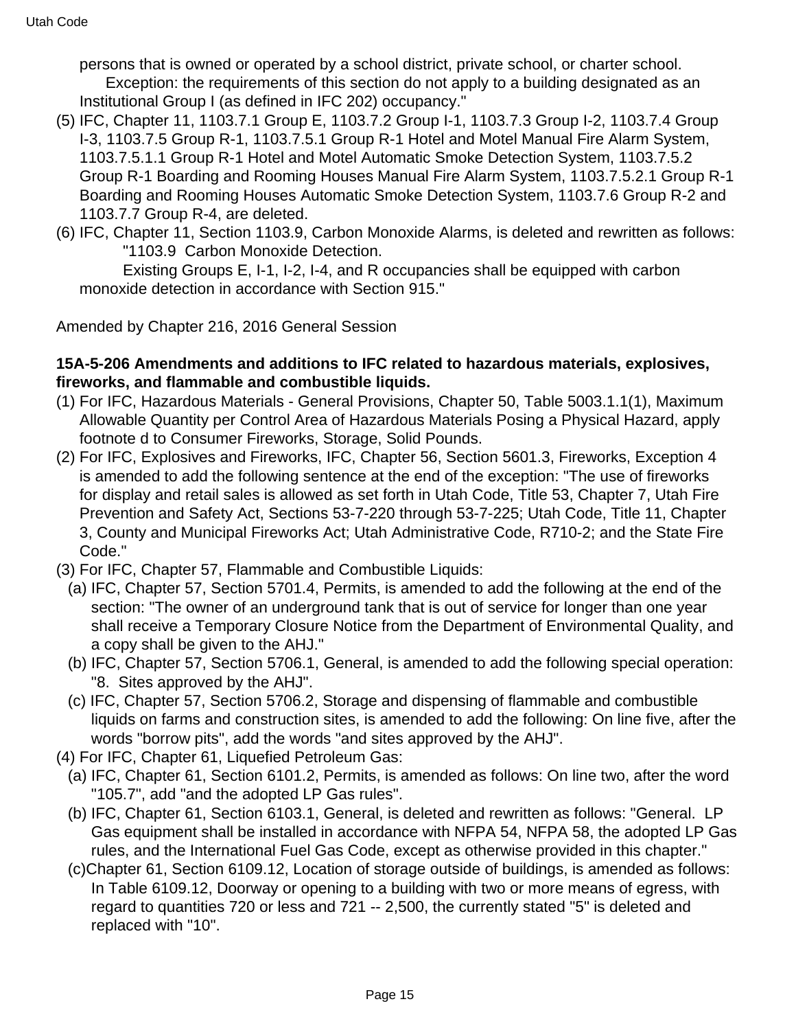persons that is owned or operated by a school district, private school, or charter school.

Exception: the requirements of this section do not apply to a building designated as an Institutional Group I (as defined in IFC 202) occupancy."

(5) IFC, Chapter 11, 1103.7.1 Group E, 1103.7.2 Group I-1, 1103.7.3 Group I-2, 1103.7.4 Group I-3, 1103.7.5 Group R-1, 1103.7.5.1 Group R-1 Hotel and Motel Manual Fire Alarm System, 1103.7.5.1.1 Group R-1 Hotel and Motel Automatic Smoke Detection System, 1103.7.5.2 Group R-1 Boarding and Rooming Houses Manual Fire Alarm System, 1103.7.5.2.1 Group R-1 Boarding and Rooming Houses Automatic Smoke Detection System, 1103.7.6 Group R-2 and 1103.7.7 Group R-4, are deleted.

(6) IFC, Chapter 11, Section 1103.9, Carbon Monoxide Alarms, is deleted and rewritten as follows:

"1103.9 Carbon Monoxide Detection.

Existing Groups E, I-1, I-2, I-4, and R occupancies shall be equipped with carbon monoxide detection in accordance with Section 915."

Amended by Chapter 216, 2016 General Session

**15A-5-206 Amendments and additions to IFC related to hazardous materials, explosives, fireworks, and flammable and combustible liquids.**

(1) For IFC, Hazardous Materials - General Provisions, Chapter 50, Table 5003.1.1(1), Maximum Allowable Quantity per Control Area of Hazardous Materials Posing a Physical Hazard, apply footnote d to Consumer Fireworks, Storage, Solid Pounds.

(2) For IFC, Explosives and Fireworks, IFC, Chapter 56, Section 5601.3, Fireworks, Exception 4 is amended to add the following sentence at the end of the exception: "The use of fireworks for display and retail sales is allowed as set forth in Utah Code, Title 53, Chapter 7, Utah Fire Prevention and Safety Act, Sections 53-7-220 through 53-7-225; Utah Code, Title 11, Chapter 3, County and Municipal Fireworks Act; Utah Administrative Code, R710-2; and the State Fire Code."

(3) For IFC, Chapter 57, Flammable and Combustible Liquids:

(a) IFC, Chapter 57, Section 5701.4, Permits, is amended to add the following at the end of the section: "The owner of an underground tank that is out of service for longer than one year shall receive a Temporary Closure Notice from the Department of Environmental Quality, and a copy shall be given to the AHJ."

(b) IFC, Chapter 57, Section 5706.1, General, is amended to add the following special operation: "8. Sites approved by the AHJ".

(c) IFC, Chapter 57, Section 5706.2, Storage and dispensing of flammable and combustible liquids on farms and construction sites, is amended to add the following: On line five, after the words "borrow pits", add the words "and sites approved by the AHJ".

(4) For IFC, Chapter 61, Liquefied Petroleum Gas:

(a) IFC, Chapter 61, Section 6101.2, Permits, is amended as follows: On line two, after the word "105.7", add "and the adopted LP Gas rules".

(b) IFC, Chapter 61, Section 6103.1, General, is deleted and rewritten as follows: "General. LP Gas equipment shall be installed in accordance with NFPA 54, NFPA 58, the adopted LP Gas rules, and the International Fuel Gas Code, except as otherwise provided in this chapter."

(c)Chapter 61, Section 6109.12, Location of storage outside of buildings, is amended as follows: In Table 6109.12, Doorway or opening to a building with two or more means of egress, with regard to quantities 720 or less and 721 -- 2,500, the currently stated "5" is deleted and replaced with "10".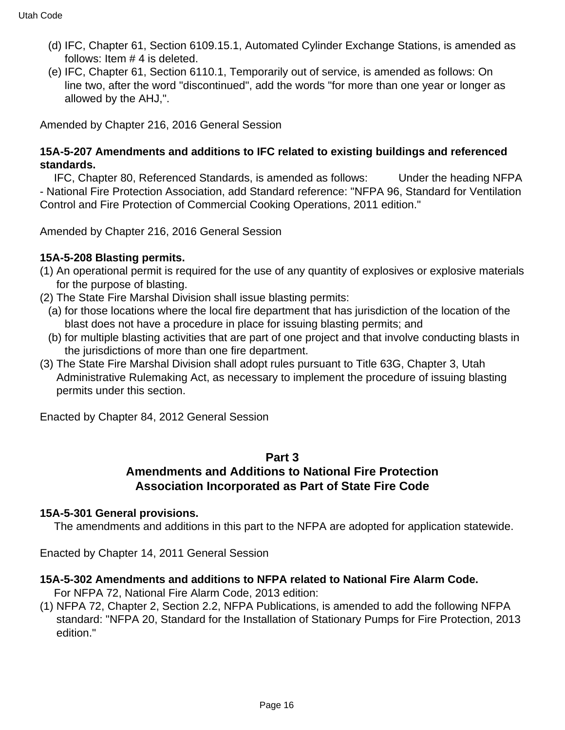(d) IFC, Chapter 61, Section 6109.15.1, Automated Cylinder Exchange Stations, is amended as follows: Item # 4 is deleted.

(e) IFC, Chapter 61, Section 6110.1, Temporarily out of service, is amended as follows: On line two, after the word "discontinued", add the words "for more than one year or longer as allowed by the AHJ,".

Amended by Chapter 216, 2016 General Session

**15A-5-207 Amendments and additions to IFC related to existing buildings and referenced standards.**

IFC, Chapter 80, Referenced Standards, is amended as follows: Under the heading NFPA - National Fire Protection Association, add Standard reference: "NFPA 96, Standard for Ventilation Control and Fire Protection of Commercial Cooking Operations, 2011 edition."

Amended by Chapter 216, 2016 General Session

**15A-5-208 Blasting permits.**

(1) An operational permit is required for the use of any quantity of explosives or explosive materials for the purpose of blasting.

(2) The State Fire Marshal Division shall issue blasting permits:

(a) for those locations where the local fire department that has jurisdiction of the location of the blast does not have a procedure in place for issuing blasting permits; and

(b) for multiple blasting activities that are part of one project and that involve conducting blasts in the jurisdictions of more than one fire department.

(3) The State Fire Marshal Division shall adopt rules pursuant to Title 63G, Chapter 3, Utah Administrative Rulemaking Act, as necessary to implement the procedure of issuing blasting permits under this section.

Enacted by Chapter 84, 2012 General Session

## Part 3
## Amendments and Additions to National Fire Protection Association Incorporated as Part of State Fire Code

**15A-5-301 General provisions.**

The amendments and additions in this part to the NFPA are adopted for application statewide.

Enacted by Chapter 14, 2011 General Session

**15A-5-302 Amendments and additions to NFPA related to National Fire Alarm Code.**

For NFPA 72, National Fire Alarm Code, 2013 edition:

(1) NFPA 72, Chapter 2, Section 2.2, NFPA Publications, is amended to add the following NFPA standard: "NFPA 20, Standard for the Installation of Stationary Pumps for Fire Protection, 2013 edition."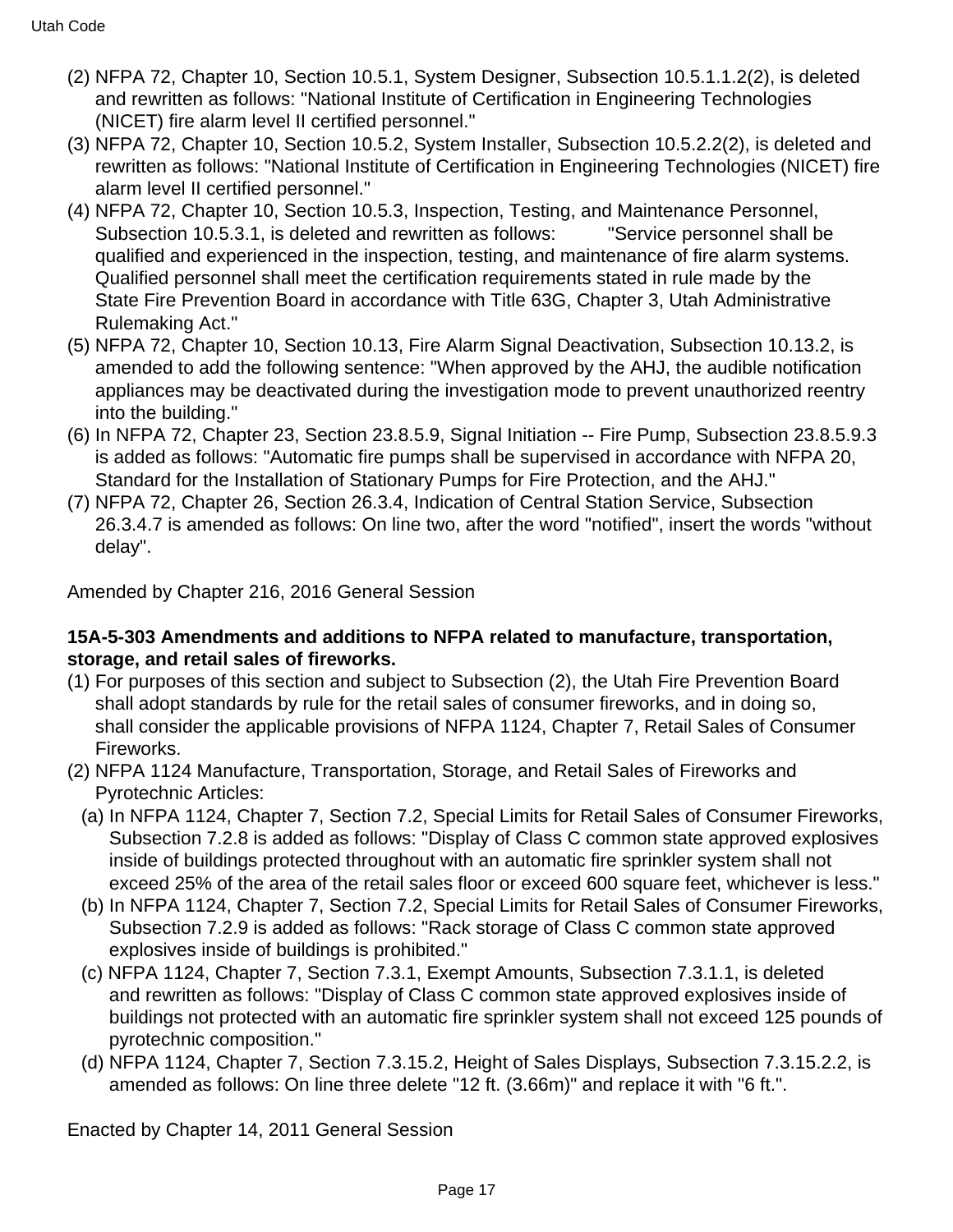(2) NFPA 72, Chapter 10, Section 10.5.1, System Designer, Subsection 10.5.1.1.2(2), is deleted and rewritten as follows: "National Institute of Certification in Engineering Technologies (NICET) fire alarm level II certified personnel."

(3) NFPA 72, Chapter 10, Section 10.5.2, System Installer, Subsection 10.5.2.2(2), is deleted and rewritten as follows: "National Institute of Certification in Engineering Technologies (NICET) fire alarm level II certified personnel."

(4) NFPA 72, Chapter 10, Section 10.5.3, Inspection, Testing, and Maintenance Personnel, Subsection 10.5.3.1, is deleted and rewritten as follows: "Service personnel shall be qualified and experienced in the inspection, testing, and maintenance of fire alarm systems. Qualified personnel shall meet the certification requirements stated in rule made by the State Fire Prevention Board in accordance with Title 63G, Chapter 3, Utah Administrative Rulemaking Act."

(5) NFPA 72, Chapter 10, Section 10.13, Fire Alarm Signal Deactivation, Subsection 10.13.2, is amended to add the following sentence: "When approved by the AHJ, the audible notification appliances may be deactivated during the investigation mode to prevent unauthorized reentry into the building."

(6) In NFPA 72, Chapter 23, Section 23.8.5.9, Signal Initiation -- Fire Pump, Subsection 23.8.5.9.3 is added as follows: "Automatic fire pumps shall be supervised in accordance with NFPA 20, Standard for the Installation of Stationary Pumps for Fire Protection, and the AHJ."

(7) NFPA 72, Chapter 26, Section 26.3.4, Indication of Central Station Service, Subsection 26.3.4.7 is amended as follows: On line two, after the word "notified", insert the words "without delay".

Amended by Chapter 216, 2016 General Session

**15A-5-303 Amendments and additions to NFPA related to manufacture, transportation, storage, and retail sales of fireworks.**

(1) For purposes of this section and subject to Subsection (2), the Utah Fire Prevention Board shall adopt standards by rule for the retail sales of consumer fireworks, and in doing so, shall consider the applicable provisions of NFPA 1124, Chapter 7, Retail Sales of Consumer Fireworks.

(2) NFPA 1124 Manufacture, Transportation, Storage, and Retail Sales of Fireworks and Pyrotechnic Articles:

  (a) In NFPA 1124, Chapter 7, Section 7.2, Special Limits for Retail Sales of Consumer Fireworks, Subsection 7.2.8 is added as follows: "Display of Class C common state approved explosives inside of buildings protected throughout with an automatic fire sprinkler system shall not exceed 25% of the area of the retail sales floor or exceed 600 square feet, whichever is less."

  (b) In NFPA 1124, Chapter 7, Section 7.2, Special Limits for Retail Sales of Consumer Fireworks, Subsection 7.2.9 is added as follows: "Rack storage of Class C common state approved explosives inside of buildings is prohibited."

  (c) NFPA 1124, Chapter 7, Section 7.3.1, Exempt Amounts, Subsection 7.3.1.1, is deleted and rewritten as follows: "Display of Class C common state approved explosives inside of buildings not protected with an automatic fire sprinkler system shall not exceed 125 pounds of pyrotechnic composition."

  (d) NFPA 1124, Chapter 7, Section 7.3.15.2, Height of Sales Displays, Subsection 7.3.15.2.2, is amended as follows: On line three delete "12 ft. (3.66m)" and replace it with "6 ft.".

Enacted by Chapter 14, 2011 General Session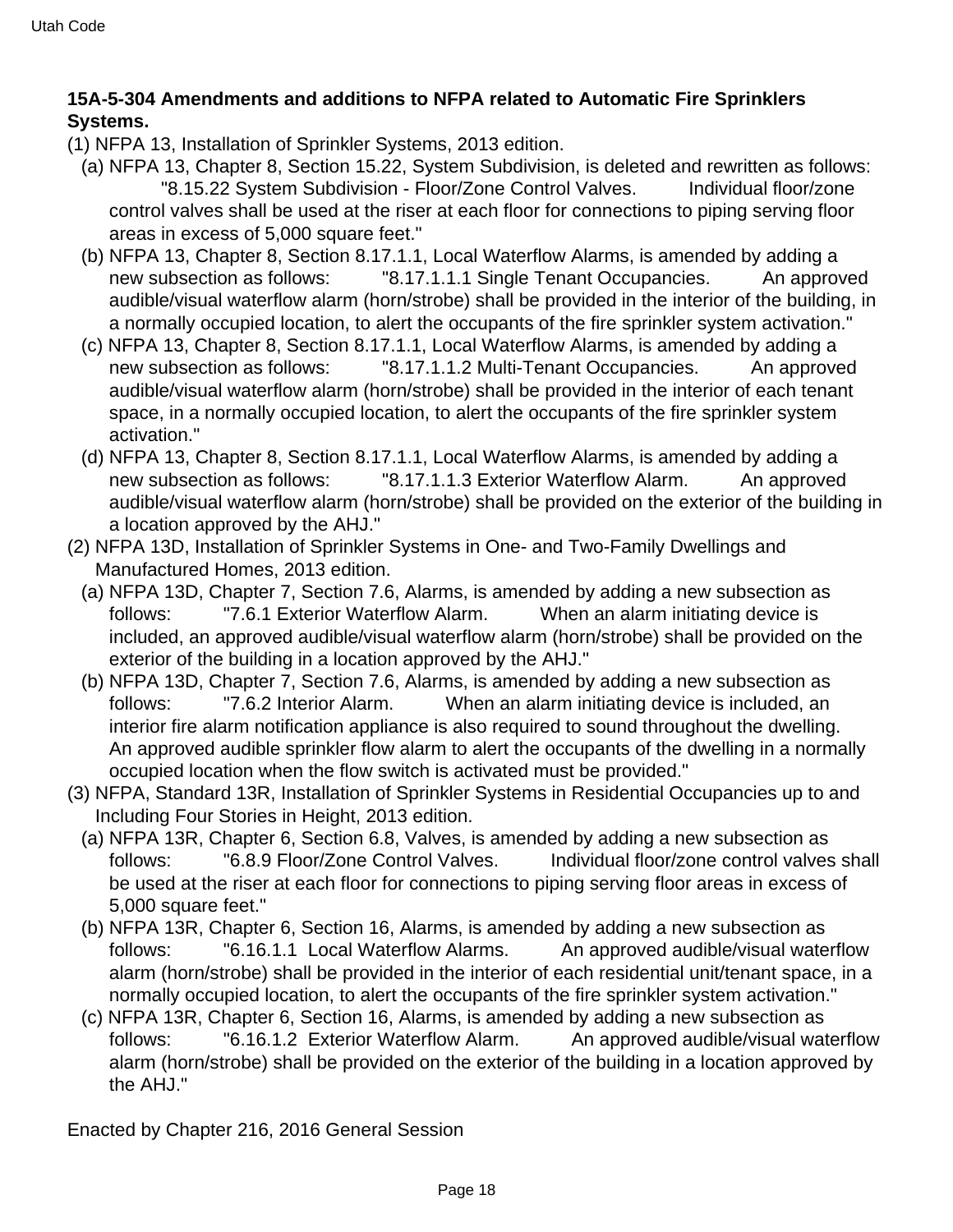**15A-5-304 Amendments and additions to NFPA related to Automatic Fire Sprinklers Systems.**

(1) NFPA 13, Installation of Sprinkler Systems, 2013 edition.

(a) NFPA 13, Chapter 8, Section 15.22, System Subdivision, is deleted and rewritten as follows: "8.15.22 System Subdivision - Floor/Zone Control Valves. Individual floor/zone control valves shall be used at the riser at each floor for connections to piping serving floor areas in excess of 5,000 square feet."

(b) NFPA 13, Chapter 8, Section 8.17.1.1, Local Waterflow Alarms, is amended by adding a new subsection as follows: "8.17.1.1.1 Single Tenant Occupancies. An approved audible/visual waterflow alarm (horn/strobe) shall be provided in the interior of the building, in a normally occupied location, to alert the occupants of the fire sprinkler system activation."

(c) NFPA 13, Chapter 8, Section 8.17.1.1, Local Waterflow Alarms, is amended by adding a new subsection as follows: "8.17.1.1.2 Multi-Tenant Occupancies. An approved audible/visual waterflow alarm (horn/strobe) shall be provided in the interior of each tenant space, in a normally occupied location, to alert the occupants of the fire sprinkler system activation."

(d) NFPA 13, Chapter 8, Section 8.17.1.1, Local Waterflow Alarms, is amended by adding a new subsection as follows: "8.17.1.1.3 Exterior Waterflow Alarm. An approved audible/visual waterflow alarm (horn/strobe) shall be provided on the exterior of the building in a location approved by the AHJ."

(2) NFPA 13D, Installation of Sprinkler Systems in One- and Two-Family Dwellings and Manufactured Homes, 2013 edition.

(a) NFPA 13D, Chapter 7, Section 7.6, Alarms, is amended by adding a new subsection as follows: "7.6.1 Exterior Waterflow Alarm. When an alarm initiating device is included, an approved audible/visual waterflow alarm (horn/strobe) shall be provided on the exterior of the building in a location approved by the AHJ."

(b) NFPA 13D, Chapter 7, Section 7.6, Alarms, is amended by adding a new subsection as follows: "7.6.2 Interior Alarm. When an alarm initiating device is included, an interior fire alarm notification appliance is also required to sound throughout the dwelling. An approved audible sprinkler flow alarm to alert the occupants of the dwelling in a normally occupied location when the flow switch is activated must be provided."

(3) NFPA, Standard 13R, Installation of Sprinkler Systems in Residential Occupancies up to and Including Four Stories in Height, 2013 edition.

(a) NFPA 13R, Chapter 6, Section 6.8, Valves, is amended by adding a new subsection as follows: "6.8.9 Floor/Zone Control Valves. Individual floor/zone control valves shall be used at the riser at each floor for connections to piping serving floor areas in excess of 5,000 square feet."

(b) NFPA 13R, Chapter 6, Section 16, Alarms, is amended by adding a new subsection as follows: "6.16.1.1 Local Waterflow Alarms. An approved audible/visual waterflow alarm (horn/strobe) shall be provided in the interior of each residential unit/tenant space, in a normally occupied location, to alert the occupants of the fire sprinkler system activation."

(c) NFPA 13R, Chapter 6, Section 16, Alarms, is amended by adding a new subsection as follows: "6.16.1.2 Exterior Waterflow Alarm. An approved audible/visual waterflow alarm (horn/strobe) shall be provided on the exterior of the building in a location approved by the AHJ."

Enacted by Chapter 216, 2016 General Session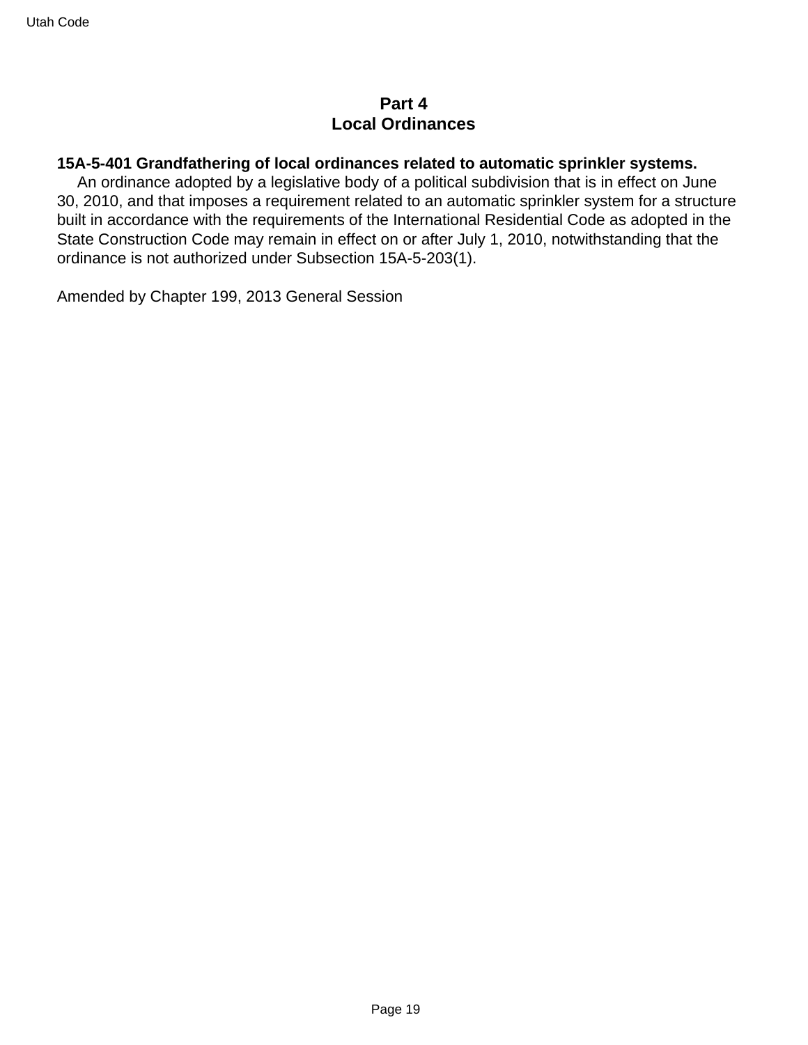## Part 4
## Local Ordinances

**15A-5-401 Grandfathering of local ordinances related to automatic sprinkler systems.**

An ordinance adopted by a legislative body of a political subdivision that is in effect on June 30, 2010, and that imposes a requirement related to an automatic sprinkler system for a structure built in accordance with the requirements of the International Residential Code as adopted in the State Construction Code may remain in effect on or after July 1, 2010, notwithstanding that the ordinance is not authorized under Subsection 15A-5-203(1).

Amended by Chapter 199, 2013 General Session